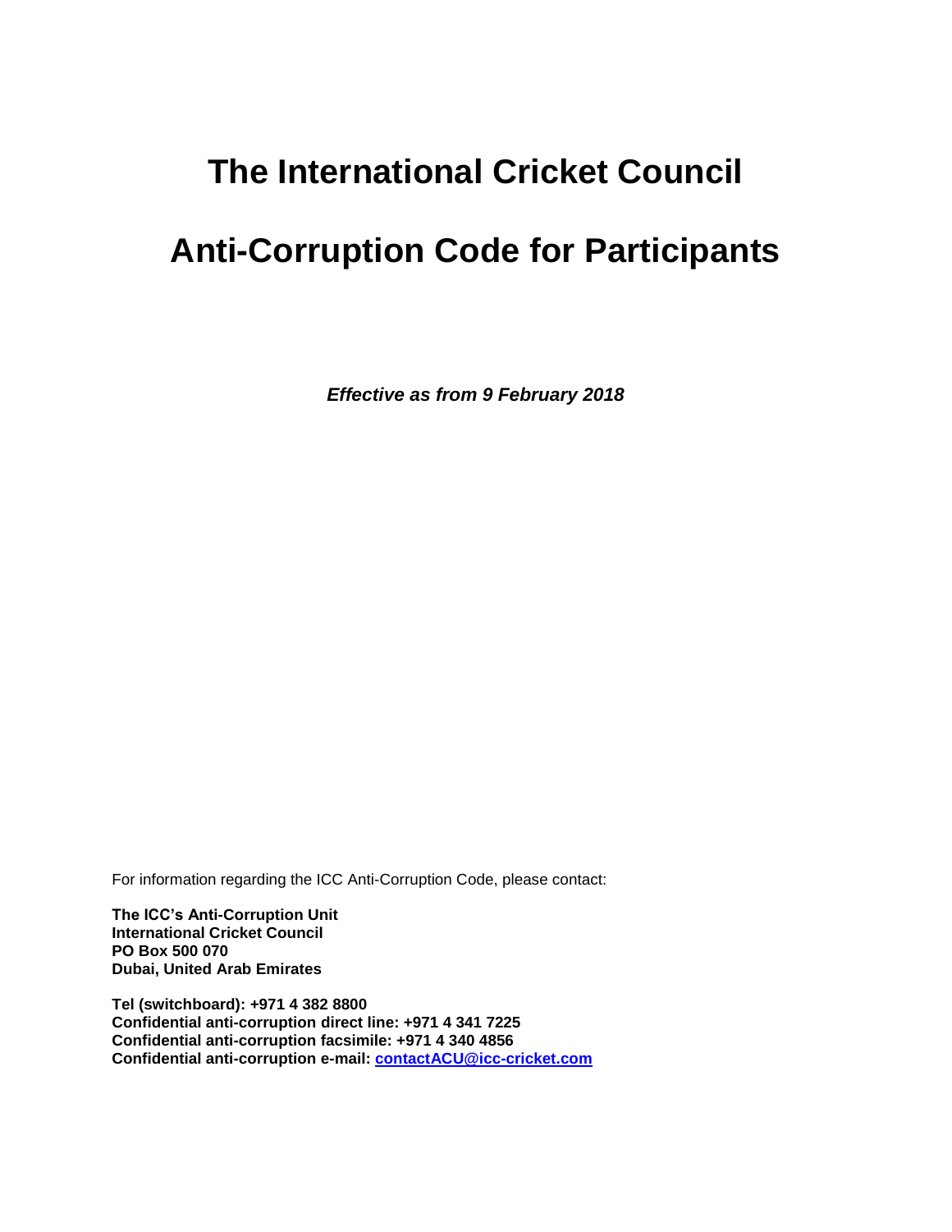# The International Cricket Council

# Anti-Corruption Code for Participants

***Effective as from 9 February 2018***

For information regarding the ICC Anti-Corruption Code, please contact:

**The ICC's Anti-Corruption Unit**
**International Cricket Council**
**PO Box 500 070**
**Dubai, United Arab Emirates**

**Tel (switchboard): +971 4 382 8800**
**Confidential anti-corruption direct line: +971 4 341 7225**
**Confidential anti-corruption facsimile: +971 4 340 4856**
**Confidential anti-corruption e-mail: [contactACU@icc-cricket.com](mailto:contactACU@icc-cricket.com)**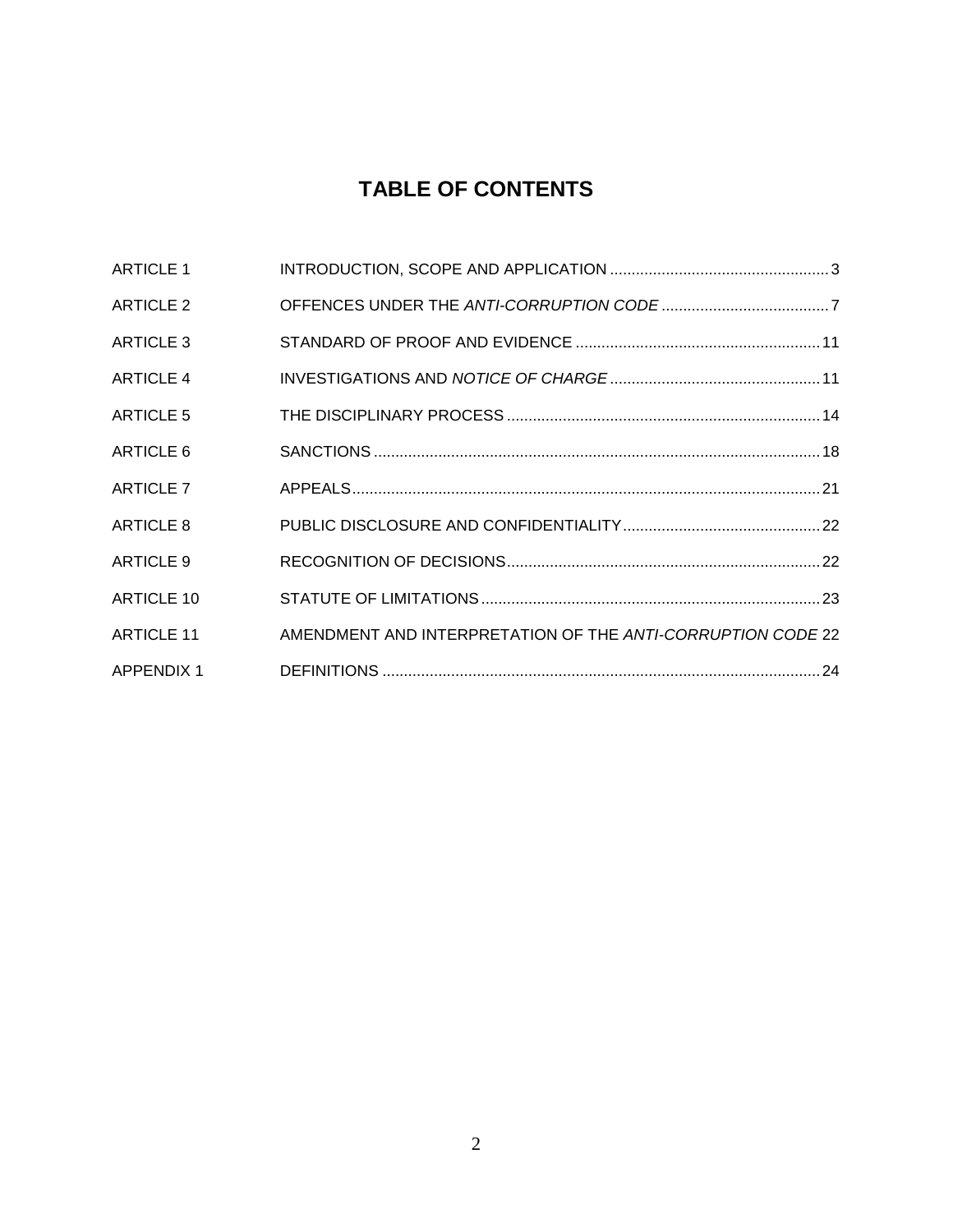# TABLE OF CONTENTS

| | | |
|---|---|---|
| ARTICLE 1 | INTRODUCTION, SCOPE AND APPLICATION | 3 |
| ARTICLE 2 | OFFENCES UNDER THE *ANTI-CORRUPTION CODE* | 7 |
| ARTICLE 3 | STANDARD OF PROOF AND EVIDENCE | 11 |
| ARTICLE 4 | INVESTIGATIONS AND *NOTICE OF CHARGE* | 11 |
| ARTICLE 5 | THE DISCIPLINARY PROCESS | 14 |
| ARTICLE 6 | SANCTIONS | 18 |
| ARTICLE 7 | APPEALS | 21 |
| ARTICLE 8 | PUBLIC DISCLOSURE AND CONFIDENTIALITY | 22 |
| ARTICLE 9 | RECOGNITION OF DECISIONS | 22 |
| ARTICLE 10 | STATUTE OF LIMITATIONS | 23 |
| ARTICLE 11 | AMENDMENT AND INTERPRETATION OF THE *ANTI-CORRUPTION CODE* | 22 |
| APPENDIX 1 | DEFINITIONS | 24 |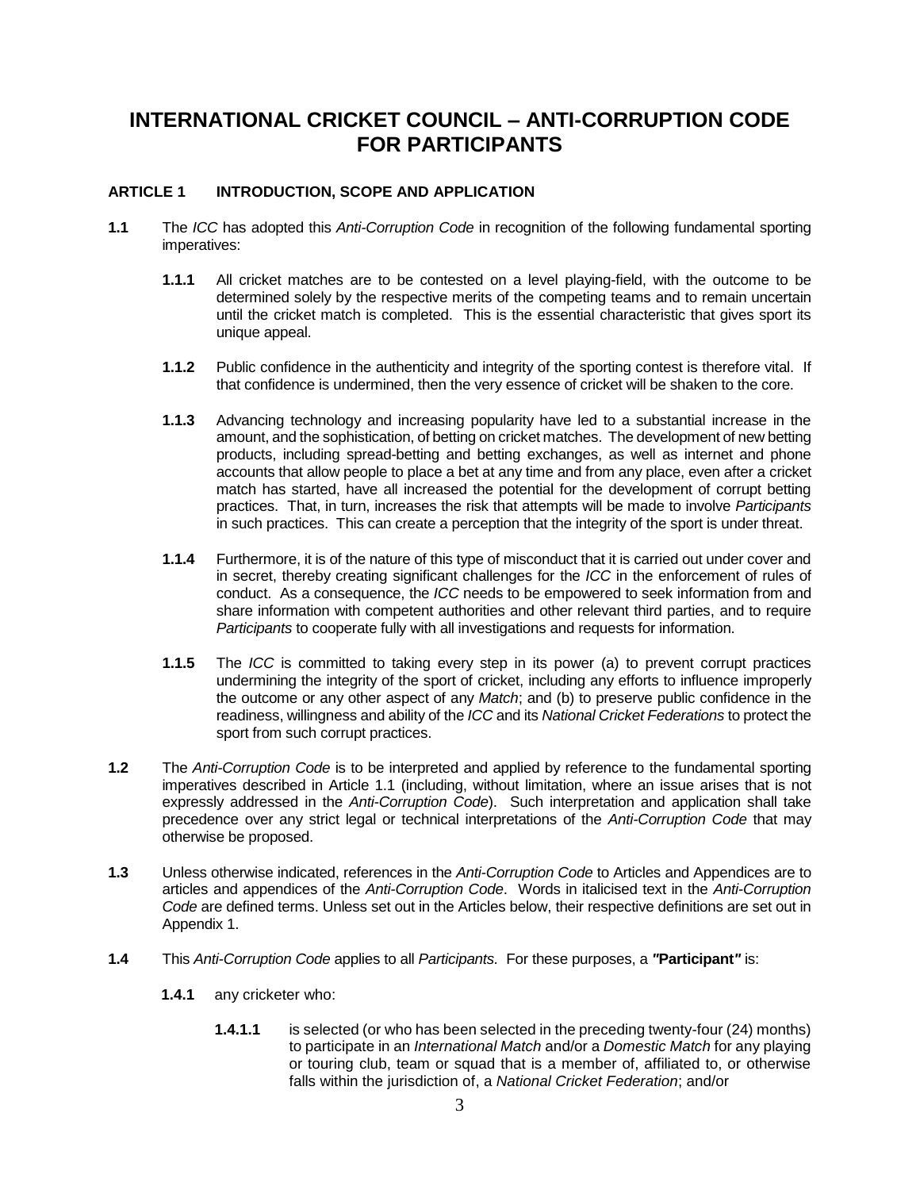# INTERNATIONAL CRICKET COUNCIL – ANTI-CORRUPTION CODE FOR PARTICIPANTS

## ARTICLE 1 INTRODUCTION, SCOPE AND APPLICATION

**1.1** The *ICC* has adopted this *Anti-Corruption Code* in recognition of the following fundamental sporting imperatives:

**1.1.1** All cricket matches are to be contested on a level playing-field, with the outcome to be determined solely by the respective merits of the competing teams and to remain uncertain until the cricket match is completed. This is the essential characteristic that gives sport its unique appeal.

**1.1.2** Public confidence in the authenticity and integrity of the sporting contest is therefore vital. If that confidence is undermined, then the very essence of cricket will be shaken to the core.

**1.1.3** Advancing technology and increasing popularity have led to a substantial increase in the amount, and the sophistication, of betting on cricket matches. The development of new betting products, including spread-betting and betting exchanges, as well as internet and phone accounts that allow people to place a bet at any time and from any place, even after a cricket match has started, have all increased the potential for the development of corrupt betting practices. That, in turn, increases the risk that attempts will be made to involve *Participants* in such practices. This can create a perception that the integrity of the sport is under threat.

**1.1.4** Furthermore, it is of the nature of this type of misconduct that it is carried out under cover and in secret, thereby creating significant challenges for the *ICC* in the enforcement of rules of conduct. As a consequence, the *ICC* needs to be empowered to seek information from and share information with competent authorities and other relevant third parties, and to require *Participants* to cooperate fully with all investigations and requests for information.

**1.1.5** The *ICC* is committed to taking every step in its power (a) to prevent corrupt practices undermining the integrity of the sport of cricket, including any efforts to influence improperly the outcome or any other aspect of any *Match*; and (b) to preserve public confidence in the readiness, willingness and ability of the *ICC* and its *National Cricket Federations* to protect the sport from such corrupt practices.

**1.2** The *Anti-Corruption Code* is to be interpreted and applied by reference to the fundamental sporting imperatives described in Article 1.1 (including, without limitation, where an issue arises that is not expressly addressed in the *Anti-Corruption Code*). Such interpretation and application shall take precedence over any strict legal or technical interpretations of the *Anti-Corruption Code* that may otherwise be proposed.

**1.3** Unless otherwise indicated, references in the *Anti-Corruption Code* to Articles and Appendices are to articles and appendices of the *Anti-Corruption Code*. Words in italicised text in the *Anti-Corruption Code* are defined terms. Unless set out in the Articles below, their respective definitions are set out in Appendix 1.

**1.4** This *Anti-Corruption Code* applies to all *Participants.* For these purposes, a ***"*Participant*"*** is:

**1.4.1** any cricketer who:

**1.4.1.1** is selected (or who has been selected in the preceding twenty-four (24) months) to participate in an *International Match* and/or a *Domestic Match* for any playing or touring club, team or squad that is a member of, affiliated to, or otherwise falls within the jurisdiction of, a *National Cricket Federation*; and/or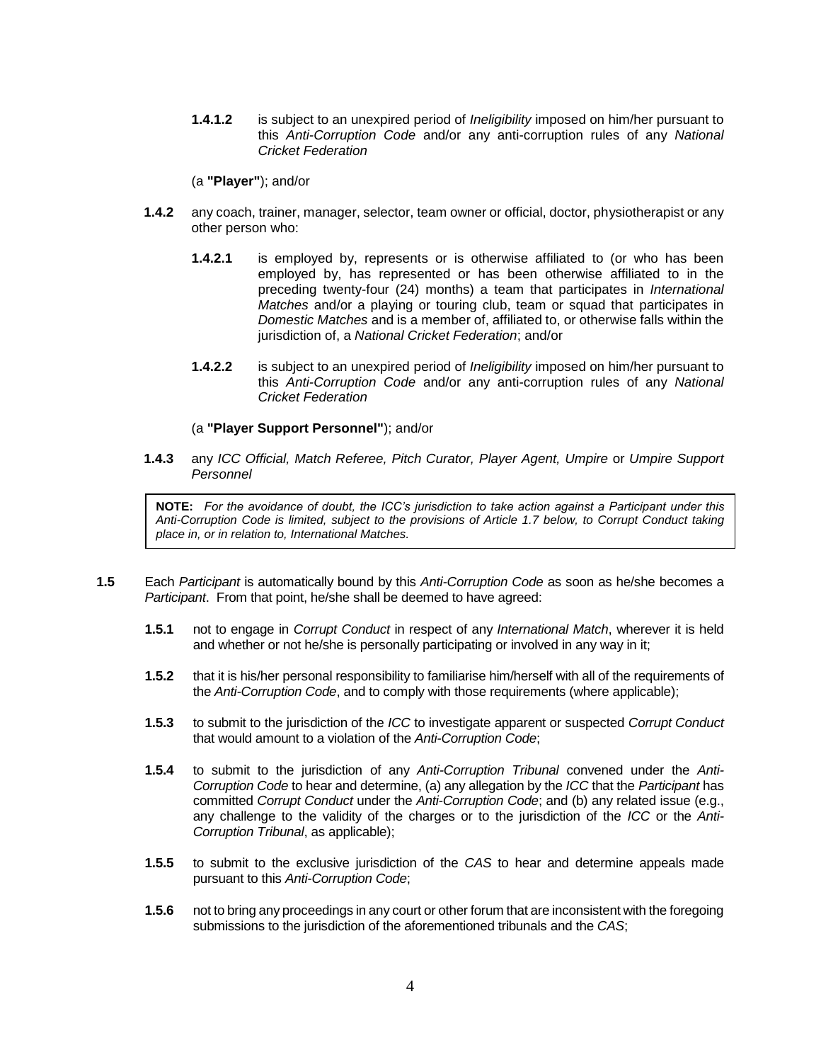**1.4.1.2** is subject to an unexpired period of *Ineligibility* imposed on him/her pursuant to this *Anti-Corruption Code* and/or any anti-corruption rules of any *National Cricket Federation*

(a **"Player"**); and/or

**1.4.2** any coach, trainer, manager, selector, team owner or official, doctor, physiotherapist or any other person who:

**1.4.2.1** is employed by, represents or is otherwise affiliated to (or who has been employed by, has represented or has been otherwise affiliated to in the preceding twenty-four (24) months) a team that participates in *International Matches* and/or a playing or touring club, team or squad that participates in *Domestic Matches* and is a member of, affiliated to, or otherwise falls within the jurisdiction of, a *National Cricket Federation*; and/or

**1.4.2.2** is subject to an unexpired period of *Ineligibility* imposed on him/her pursuant to this *Anti-Corruption Code* and/or any anti-corruption rules of any *National Cricket Federation*

(a **"Player Support Personnel"**); and/or

**1.4.3** any *ICC Official, Match Referee, Pitch Curator, Player Agent, Umpire* or *Umpire Support Personnel*

> **NOTE:** *For the avoidance of doubt, the ICC's jurisdiction to take action against a Participant under this Anti-Corruption Code is limited, subject to the provisions of Article 1.7 below, to Corrupt Conduct taking place in, or in relation to, International Matches.*

**1.5** Each *Participant* is automatically bound by this *Anti-Corruption Code* as soon as he/she becomes a *Participant*. From that point, he/she shall be deemed to have agreed:

**1.5.1** not to engage in *Corrupt Conduct* in respect of any *International Match*, wherever it is held and whether or not he/she is personally participating or involved in any way in it;

**1.5.2** that it is his/her personal responsibility to familiarise him/herself with all of the requirements of the *Anti-Corruption Code*, and to comply with those requirements (where applicable);

**1.5.3** to submit to the jurisdiction of the *ICC* to investigate apparent or suspected *Corrupt Conduct* that would amount to a violation of the *Anti-Corruption Code*;

**1.5.4** to submit to the jurisdiction of any *Anti-Corruption Tribunal* convened under the *Anti-Corruption Code* to hear and determine, (a) any allegation by the *ICC* that the *Participant* has committed *Corrupt Conduct* under the *Anti-Corruption Code*; and (b) any related issue (e.g., any challenge to the validity of the charges or to the jurisdiction of the *ICC* or the *Anti-Corruption Tribunal*, as applicable);

**1.5.5** to submit to the exclusive jurisdiction of the *CAS* to hear and determine appeals made pursuant to this *Anti-Corruption Code*;

**1.5.6** not to bring any proceedings in any court or other forum that are inconsistent with the foregoing submissions to the jurisdiction of the aforementioned tribunals and the *CAS*;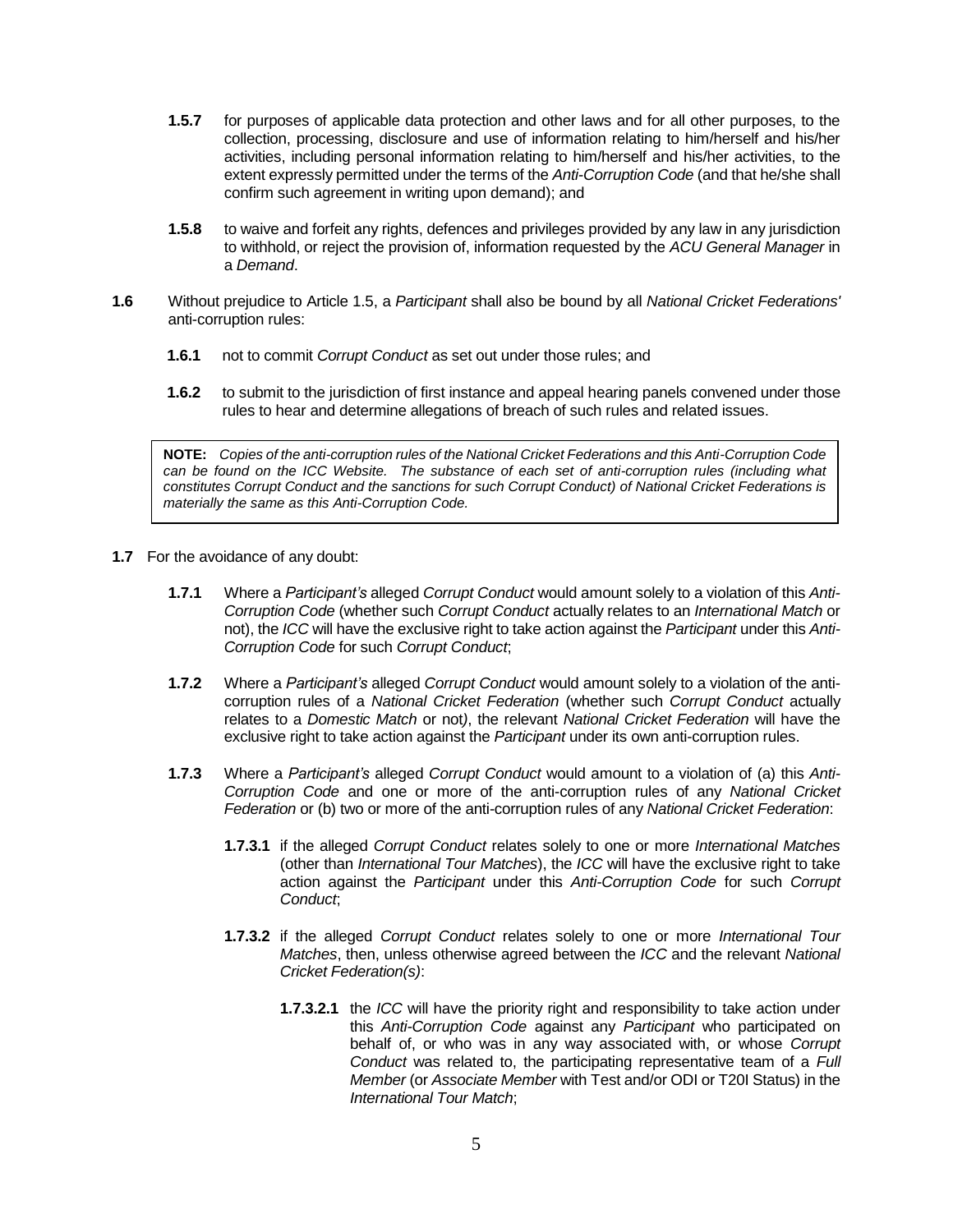**1.5.7** for purposes of applicable data protection and other laws and for all other purposes, to the collection, processing, disclosure and use of information relating to him/herself and his/her activities, including personal information relating to him/herself and his/her activities, to the extent expressly permitted under the terms of the *Anti-Corruption Code* (and that he/she shall confirm such agreement in writing upon demand); and

**1.5.8** to waive and forfeit any rights, defences and privileges provided by any law in any jurisdiction to withhold, or reject the provision of, information requested by the *ACU General Manager* in a *Demand*.

**1.6** Without prejudice to Article 1.5, a *Participant* shall also be bound by all *National Cricket Federations'* anti-corruption rules:

**1.6.1** not to commit *Corrupt Conduct* as set out under those rules; and

**1.6.2** to submit to the jurisdiction of first instance and appeal hearing panels convened under those rules to hear and determine allegations of breach of such rules and related issues.

> **NOTE:** *Copies of the anti-corruption rules of the National Cricket Federations and this Anti-Corruption Code can be found on the ICC Website. The substance of each set of anti-corruption rules (including what constitutes Corrupt Conduct and the sanctions for such Corrupt Conduct) of National Cricket Federations is materially the same as this Anti-Corruption Code.*

**1.7** For the avoidance of any doubt:

**1.7.1** Where a *Participant's* alleged *Corrupt Conduct* would amount solely to a violation of this *Anti-Corruption Code* (whether such *Corrupt Conduct* actually relates to an *International Match* or not), the *ICC* will have the exclusive right to take action against the *Participant* under this *Anti-Corruption Code* for such *Corrupt Conduct*;

**1.7.2** Where a *Participant's* alleged *Corrupt Conduct* would amount solely to a violation of the anti-corruption rules of a *National Cricket Federation* (whether such *Corrupt Conduct* actually relates to a *Domestic Match* or not), the relevant *National Cricket Federation* will have the exclusive right to take action against the *Participant* under its own anti-corruption rules.

**1.7.3** Where a *Participant's* alleged *Corrupt Conduct* would amount to a violation of (a) this *Anti-Corruption Code* and one or more of the anti-corruption rules of any *National Cricket Federation* or (b) two or more of the anti-corruption rules of any *National Cricket Federation*:

**1.7.3.1** if the alleged *Corrupt Conduct* relates solely to one or more *International Matches* (other than *International Tour Matches*), the *ICC* will have the exclusive right to take action against the *Participant* under this *Anti-Corruption Code* for such *Corrupt Conduct*;

**1.7.3.2** if the alleged *Corrupt Conduct* relates solely to one or more *International Tour Matches*, then, unless otherwise agreed between the *ICC* and the relevant *National Cricket Federation(s)*:

**1.7.3.2.1** the *ICC* will have the priority right and responsibility to take action under this *Anti-Corruption Code* against any *Participant* who participated on behalf of, or who was in any way associated with, or whose *Corrupt Conduct* was related to, the participating representative team of a *Full Member* (or *Associate Member* with Test and/or ODI or T20I Status) in the *International Tour Match*;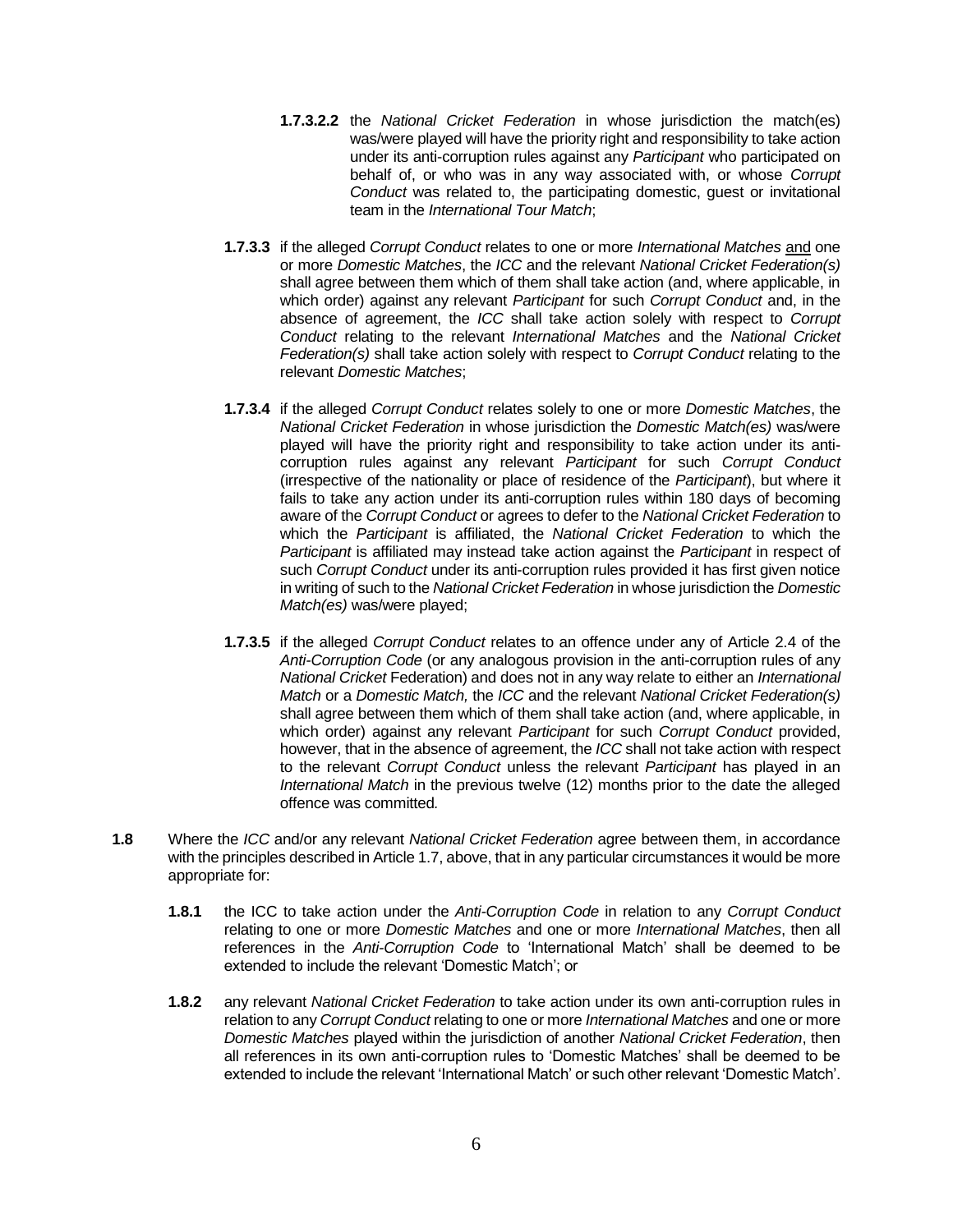**1.7.3.2.2** the *National Cricket Federation* in whose jurisdiction the match(es) was/were played will have the priority right and responsibility to take action under its anti-corruption rules against any *Participant* who participated on behalf of, or who was in any way associated with, or whose *Corrupt Conduct* was related to, the participating domestic, guest or invitational team in the *International Tour Match*;

**1.7.3.3** if the alleged *Corrupt Conduct* relates to one or more *International Matches* and one or more *Domestic Matches*, the *ICC* and the relevant *National Cricket Federation(s)* shall agree between them which of them shall take action (and, where applicable, in which order) against any relevant *Participant* for such *Corrupt Conduct* and, in the absence of agreement, the *ICC* shall take action solely with respect to *Corrupt Conduct* relating to the relevant *International Matches* and the *National Cricket Federation(s)* shall take action solely with respect to *Corrupt Conduct* relating to the relevant *Domestic Matches*;

**1.7.3.4** if the alleged *Corrupt Conduct* relates solely to one or more *Domestic Matches*, the *National Cricket Federation* in whose jurisdiction the *Domestic Match(es)* was/were played will have the priority right and responsibility to take action under its anti-corruption rules against any relevant *Participant* for such *Corrupt Conduct* (irrespective of the nationality or place of residence of the *Participant*), but where it fails to take any action under its anti-corruption rules within 180 days of becoming aware of the *Corrupt Conduct* or agrees to defer to the *National Cricket Federation* to which the *Participant* is affiliated, the *National Cricket Federation* to which the *Participant* is affiliated may instead take action against the *Participant* in respect of such *Corrupt Conduct* under its anti-corruption rules provided it has first given notice in writing of such to the *National Cricket Federation* in whose jurisdiction the *Domestic Match(es)* was/were played;

**1.7.3.5** if the alleged *Corrupt Conduct* relates to an offence under any of Article 2.4 of the *Anti-Corruption Code* (or any analogous provision in the anti-corruption rules of any *National Cricket* Federation) and does not in any way relate to either an *International Match* or a *Domestic Match,* the *ICC* and the relevant *National Cricket Federation(s)* shall agree between them which of them shall take action (and, where applicable, in which order) against any relevant *Participant* for such *Corrupt Conduct* provided, however, that in the absence of agreement, the *ICC* shall not take action with respect to the relevant *Corrupt Conduct* unless the relevant *Participant* has played in an *International Match* in the previous twelve (12) months prior to the date the alleged offence was committed*.*

**1.8** Where the *ICC* and/or any relevant *National Cricket Federation* agree between them, in accordance with the principles described in Article 1.7, above, that in any particular circumstances it would be more appropriate for:

**1.8.1** the ICC to take action under the *Anti-Corruption Code* in relation to any *Corrupt Conduct* relating to one or more *Domestic Matches* and one or more *International Matches*, then all references in the *Anti-Corruption Code* to 'International Match' shall be deemed to be extended to include the relevant 'Domestic Match'; or

**1.8.2** any relevant *National Cricket Federation* to take action under its own anti-corruption rules in relation to any *Corrupt Conduct* relating to one or more *International Matches* and one or more *Domestic Matches* played within the jurisdiction of another *National Cricket Federation*, then all references in its own anti-corruption rules to 'Domestic Matches' shall be deemed to be extended to include the relevant 'International Match' or such other relevant 'Domestic Match'.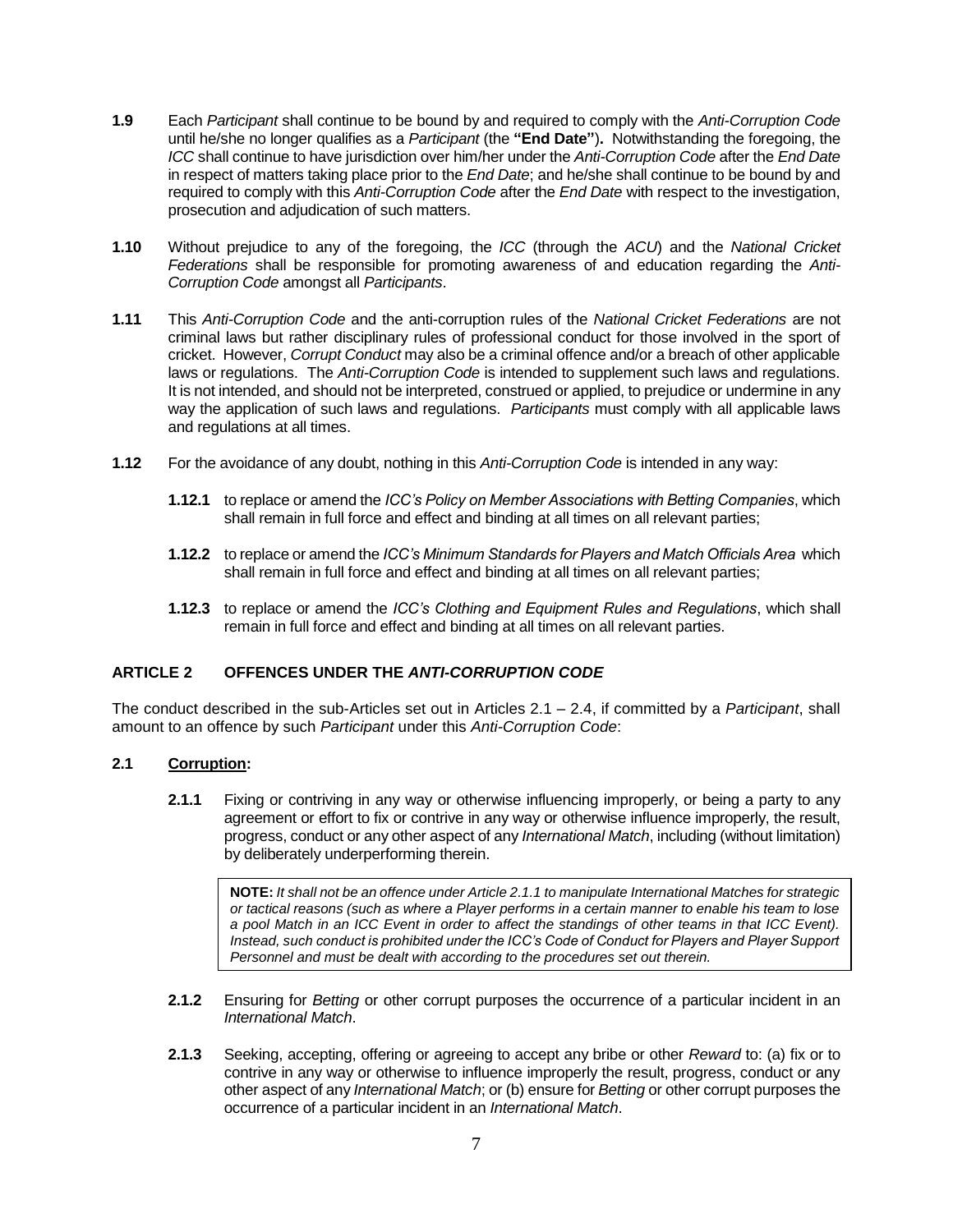**1.9** Each *Participant* shall continue to be bound by and required to comply with the *Anti-Corruption Code* until he/she no longer qualifies as a *Participant* (the **"End Date")**. Notwithstanding the foregoing, the *ICC* shall continue to have jurisdiction over him/her under the *Anti-Corruption Code* after the *End Date* in respect of matters taking place prior to the *End Date*; and he/she shall continue to be bound by and required to comply with this *Anti-Corruption Code* after the *End Date* with respect to the investigation, prosecution and adjudication of such matters.

**1.10** Without prejudice to any of the foregoing, the *ICC* (through the *ACU*) and the *National Cricket Federations* shall be responsible for promoting awareness of and education regarding the *Anti-Corruption Code* amongst all *Participants*.

**1.11** This *Anti-Corruption Code* and the anti-corruption rules of the *National Cricket Federations* are not criminal laws but rather disciplinary rules of professional conduct for those involved in the sport of cricket. However, *Corrupt Conduct* may also be a criminal offence and/or a breach of other applicable laws or regulations. The *Anti-Corruption Code* is intended to supplement such laws and regulations. It is not intended, and should not be interpreted, construed or applied, to prejudice or undermine in any way the application of such laws and regulations. *Participants* must comply with all applicable laws and regulations at all times.

**1.12** For the avoidance of any doubt, nothing in this *Anti-Corruption Code* is intended in any way:

> **1.12.1** to replace or amend the *ICC's Policy on Member Associations with Betting Companies*, which shall remain in full force and effect and binding at all times on all relevant parties;
>
> **1.12.2** to replace or amend the *ICC's Minimum Standards for Players and Match Officials Area* which shall remain in full force and effect and binding at all times on all relevant parties;
>
> **1.12.3** to replace or amend the *ICC's Clothing and Equipment Rules and Regulations*, which shall remain in full force and effect and binding at all times on all relevant parties.

## ARTICLE 2 OFFENCES UNDER THE *ANTI-CORRUPTION CODE*

The conduct described in the sub-Articles set out in Articles 2.1 – 2.4, if committed by a *Participant*, shall amount to an offence by such *Participant* under this *Anti-Corruption Code*:

### 2.1 Corruption:

**2.1.1** Fixing or contriving in any way or otherwise influencing improperly, or being a party to any agreement or effort to fix or contrive in any way or otherwise influence improperly, the result, progress, conduct or any other aspect of any *International Match*, including (without limitation) by deliberately underperforming therein.

> **NOTE:** *It shall not be an offence under Article 2.1.1 to manipulate International Matches for strategic or tactical reasons (such as where a Player performs in a certain manner to enable his team to lose a pool Match in an ICC Event in order to affect the standings of other teams in that ICC Event). Instead, such conduct is prohibited under the ICC's Code of Conduct for Players and Player Support Personnel and must be dealt with according to the procedures set out therein.*

**2.1.2** Ensuring for *Betting* or other corrupt purposes the occurrence of a particular incident in an *International Match*.

**2.1.3** Seeking, accepting, offering or agreeing to accept any bribe or other *Reward* to: (a) fix or to contrive in any way or otherwise to influence improperly the result, progress, conduct or any other aspect of any *International Match*; or (b) ensure for *Betting* or other corrupt purposes the occurrence of a particular incident in an *International Match*.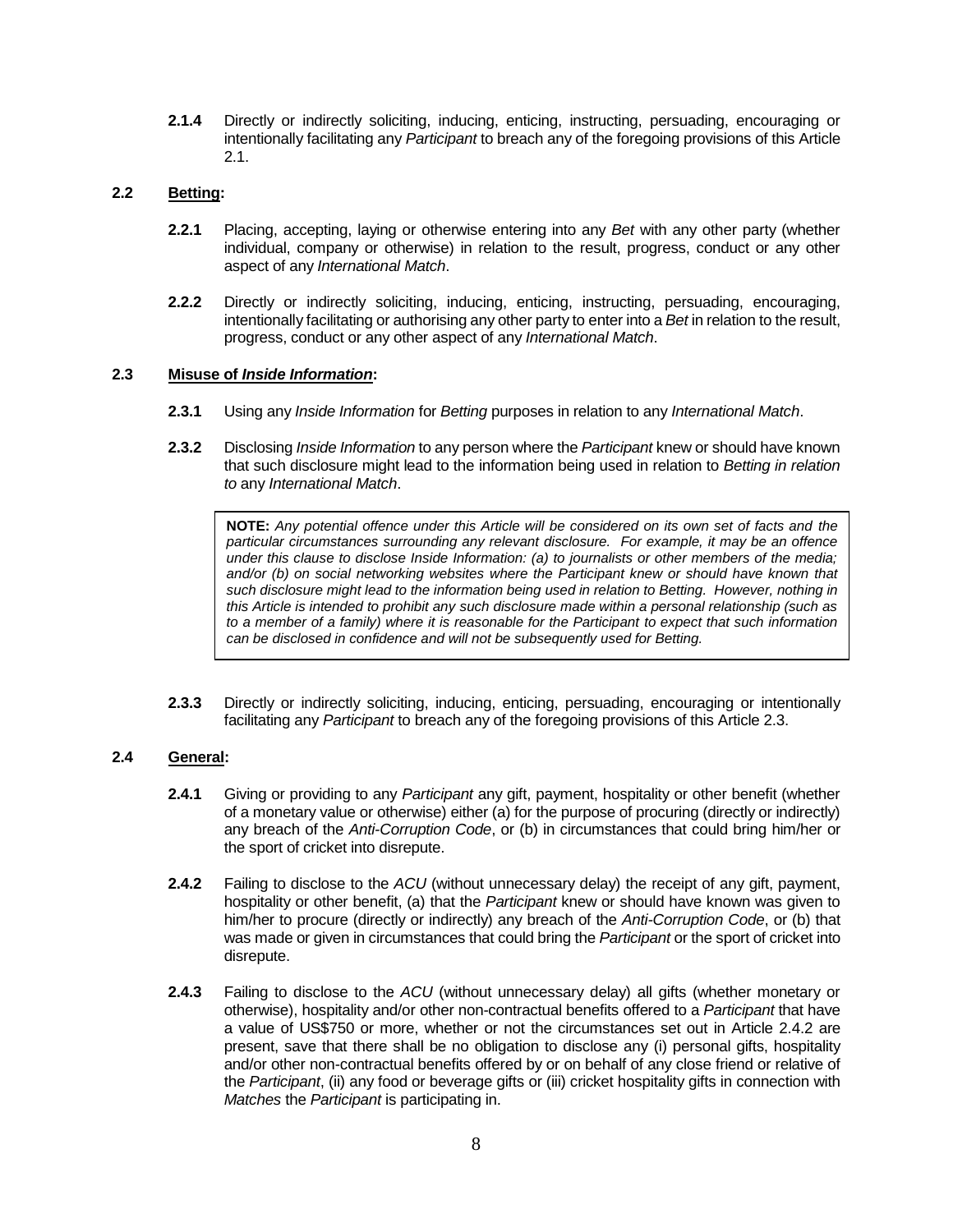**2.1.4** Directly or indirectly soliciting, inducing, enticing, instructing, persuading, encouraging or intentionally facilitating any *Participant* to breach any of the foregoing provisions of this Article 2.1.

**2.2 Betting:**

**2.2.1** Placing, accepting, laying or otherwise entering into any *Bet* with any other party (whether individual, company or otherwise) in relation to the result, progress, conduct or any other aspect of any *International Match*.

**2.2.2** Directly or indirectly soliciting, inducing, enticing, instructing, persuading, encouraging, intentionally facilitating or authorising any other party to enter into a *Bet* in relation to the result, progress, conduct or any other aspect of any *International Match*.

**2.3 Misuse of *Inside Information*:**

**2.3.1** Using any *Inside Information* for *Betting* purposes in relation to any *International Match*.

**2.3.2** Disclosing *Inside Information* to any person where the *Participant* knew or should have known that such disclosure might lead to the information being used in relation to *Betting in relation to* any *International Match*.

> **NOTE:** *Any potential offence under this Article will be considered on its own set of facts and the particular circumstances surrounding any relevant disclosure. For example, it may be an offence under this clause to disclose Inside Information: (a) to journalists or other members of the media; and/or (b) on social networking websites where the Participant knew or should have known that such disclosure might lead to the information being used in relation to Betting. However, nothing in this Article is intended to prohibit any such disclosure made within a personal relationship (such as to a member of a family) where it is reasonable for the Participant to expect that such information can be disclosed in confidence and will not be subsequently used for Betting.*

**2.3.3** Directly or indirectly soliciting, inducing, enticing, persuading, encouraging or intentionally facilitating any *Participant* to breach any of the foregoing provisions of this Article 2.3.

**2.4 General:**

**2.4.1** Giving or providing to any *Participant* any gift, payment, hospitality or other benefit (whether of a monetary value or otherwise) either (a) for the purpose of procuring (directly or indirectly) any breach of the *Anti-Corruption Code*, or (b) in circumstances that could bring him/her or the sport of cricket into disrepute.

**2.4.2** Failing to disclose to the *ACU* (without unnecessary delay) the receipt of any gift, payment, hospitality or other benefit, (a) that the *Participant* knew or should have known was given to him/her to procure (directly or indirectly) any breach of the *Anti-Corruption Code*, or (b) that was made or given in circumstances that could bring the *Participant* or the sport of cricket into disrepute.

**2.4.3** Failing to disclose to the *ACU* (without unnecessary delay) all gifts (whether monetary or otherwise), hospitality and/or other non-contractual benefits offered to a *Participant* that have a value of US$750 or more, whether or not the circumstances set out in Article 2.4.2 are present, save that there shall be no obligation to disclose any (i) personal gifts, hospitality and/or other non-contractual benefits offered by or on behalf of any close friend or relative of the *Participant*, (ii) any food or beverage gifts or (iii) cricket hospitality gifts in connection with *Matches* the *Participant* is participating in.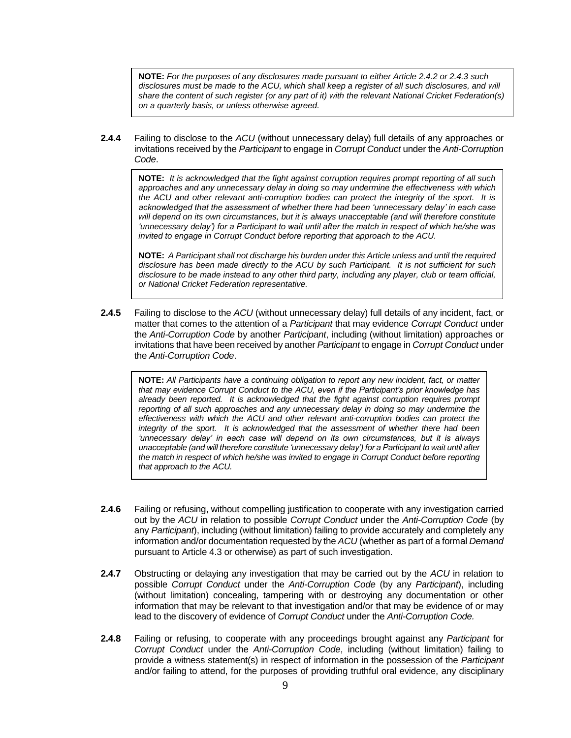> **NOTE:** *For the purposes of any disclosures made pursuant to either Article 2.4.2 or 2.4.3 such disclosures must be made to the ACU, which shall keep a register of all such disclosures, and will share the content of such register (or any part of it) with the relevant National Cricket Federation(s) on a quarterly basis, or unless otherwise agreed.*

**2.4.4** Failing to disclose to the *ACU* (without unnecessary delay) full details of any approaches or invitations received by the *Participant* to engage in *Corrupt Conduct* under the *Anti-Corruption Code*.

> **NOTE:** *It is acknowledged that the fight against corruption requires prompt reporting of all such approaches and any unnecessary delay in doing so may undermine the effectiveness with which the ACU and other relevant anti-corruption bodies can protect the integrity of the sport. It is acknowledged that the assessment of whether there had been 'unnecessary delay' in each case will depend on its own circumstances, but it is always unacceptable (and will therefore constitute 'unnecessary delay') for a Participant to wait until after the match in respect of which he/she was invited to engage in Corrupt Conduct before reporting that approach to the ACU.*
>
> **NOTE:** *A Participant shall not discharge his burden under this Article unless and until the required disclosure has been made directly to the ACU by such Participant. It is not sufficient for such disclosure to be made instead to any other third party, including any player, club or team official, or National Cricket Federation representative.*

**2.4.5** Failing to disclose to the *ACU* (without unnecessary delay) full details of any incident, fact, or matter that comes to the attention of a *Participant* that may evidence *Corrupt Conduct* under the *Anti-Corruption Code* by another *Participant*, including (without limitation) approaches or invitations that have been received by another *Participant* to engage in *Corrupt Conduct* under the *Anti-Corruption Code*.

> **NOTE:** *All Participants have a continuing obligation to report any new incident, fact, or matter that may evidence Corrupt Conduct to the ACU, even if the Participant's prior knowledge has already been reported. It is acknowledged that the fight against corruption requires prompt reporting of all such approaches and any unnecessary delay in doing so may undermine the effectiveness with which the ACU and other relevant anti-corruption bodies can protect the integrity of the sport. It is acknowledged that the assessment of whether there had been 'unnecessary delay' in each case will depend on its own circumstances, but it is always unacceptable (and will therefore constitute 'unnecessary delay') for a Participant to wait until after the match in respect of which he/she was invited to engage in Corrupt Conduct before reporting that approach to the ACU.*

**2.4.6** Failing or refusing, without compelling justification to cooperate with any investigation carried out by the *ACU* in relation to possible *Corrupt Conduct* under the *Anti-Corruption Code* (by any *Participant*), including (without limitation) failing to provide accurately and completely any information and/or documentation requested by the *ACU* (whether as part of a formal *Demand* pursuant to Article 4.3 or otherwise) as part of such investigation.

**2.4.7** Obstructing or delaying any investigation that may be carried out by the *ACU* in relation to possible *Corrupt Conduct* under the *Anti-Corruption Code* (by any *Participant*), including (without limitation) concealing, tampering with or destroying any documentation or other information that may be relevant to that investigation and/or that may be evidence of or may lead to the discovery of evidence of *Corrupt Conduct* under the *Anti-Corruption Code.*

**2.4.8** Failing or refusing, to cooperate with any proceedings brought against any *Participant* for *Corrupt Conduct* under the *Anti-Corruption Code*, including (without limitation) failing to provide a witness statement(s) in respect of information in the possession of the *Participant* and/or failing to attend, for the purposes of providing truthful oral evidence, any disciplinary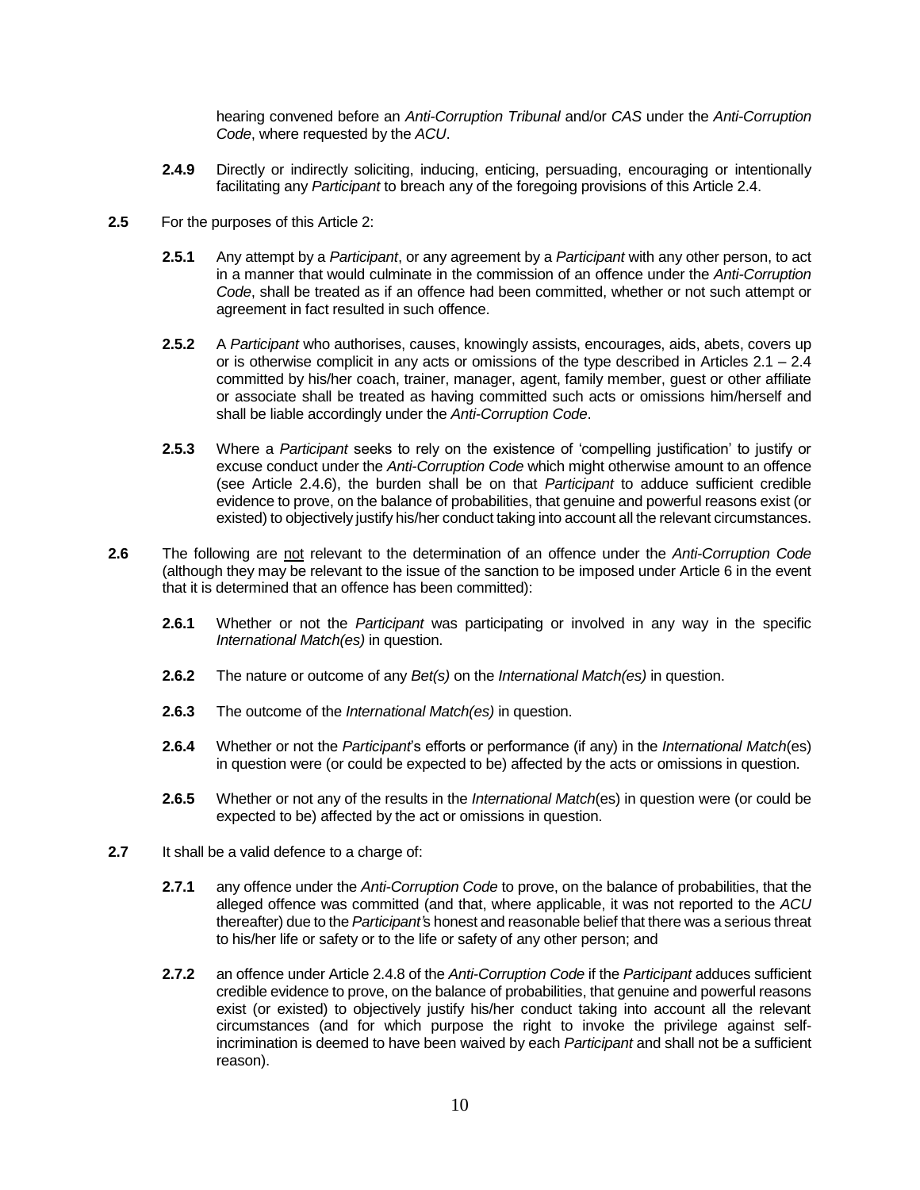hearing convened before an *Anti-Corruption Tribunal* and/or *CAS* under the *Anti-Corruption Code*, where requested by the *ACU*.

**2.4.9** Directly or indirectly soliciting, inducing, enticing, persuading, encouraging or intentionally facilitating any *Participant* to breach any of the foregoing provisions of this Article 2.4.

**2.5** For the purposes of this Article 2:

**2.5.1** Any attempt by a *Participant*, or any agreement by a *Participant* with any other person, to act in a manner that would culminate in the commission of an offence under the *Anti-Corruption Code*, shall be treated as if an offence had been committed, whether or not such attempt or agreement in fact resulted in such offence.

**2.5.2** A *Participant* who authorises, causes, knowingly assists, encourages, aids, abets, covers up or is otherwise complicit in any acts or omissions of the type described in Articles 2.1 – 2.4 committed by his/her coach, trainer, manager, agent, family member, guest or other affiliate or associate shall be treated as having committed such acts or omissions him/herself and shall be liable accordingly under the *Anti-Corruption Code*.

**2.5.3** Where a *Participant* seeks to rely on the existence of 'compelling justification' to justify or excuse conduct under the *Anti-Corruption Code* which might otherwise amount to an offence (see Article 2.4.6), the burden shall be on that *Participant* to adduce sufficient credible evidence to prove, on the balance of probabilities, that genuine and powerful reasons exist (or existed) to objectively justify his/her conduct taking into account all the relevant circumstances.

**2.6** The following are <u>not</u> relevant to the determination of an offence under the *Anti-Corruption Code* (although they may be relevant to the issue of the sanction to be imposed under Article 6 in the event that it is determined that an offence has been committed):

**2.6.1** Whether or not the *Participant* was participating or involved in any way in the specific *International Match(es)* in question.

**2.6.2** The nature or outcome of any *Bet(s)* on the *International Match(es)* in question.

**2.6.3** The outcome of the *International Match(es)* in question.

**2.6.4** Whether or not the *Participant*'s efforts or performance (if any) in the *International Match*(es) in question were (or could be expected to be) affected by the acts or omissions in question.

**2.6.5** Whether or not any of the results in the *International Match*(es) in question were (or could be expected to be) affected by the act or omissions in question.

**2.7** It shall be a valid defence to a charge of:

**2.7.1** any offence under the *Anti-Corruption Code* to prove, on the balance of probabilities, that the alleged offence was committed (and that, where applicable, it was not reported to the *ACU* thereafter) due to the *Participant's* honest and reasonable belief that there was a serious threat to his/her life or safety or to the life or safety of any other person; and

**2.7.2** an offence under Article 2.4.8 of the *Anti-Corruption Code* if the *Participant* adduces sufficient credible evidence to prove, on the balance of probabilities, that genuine and powerful reasons exist (or existed) to objectively justify his/her conduct taking into account all the relevant circumstances (and for which purpose the right to invoke the privilege against self-incrimination is deemed to have been waived by each *Participant* and shall not be a sufficient reason).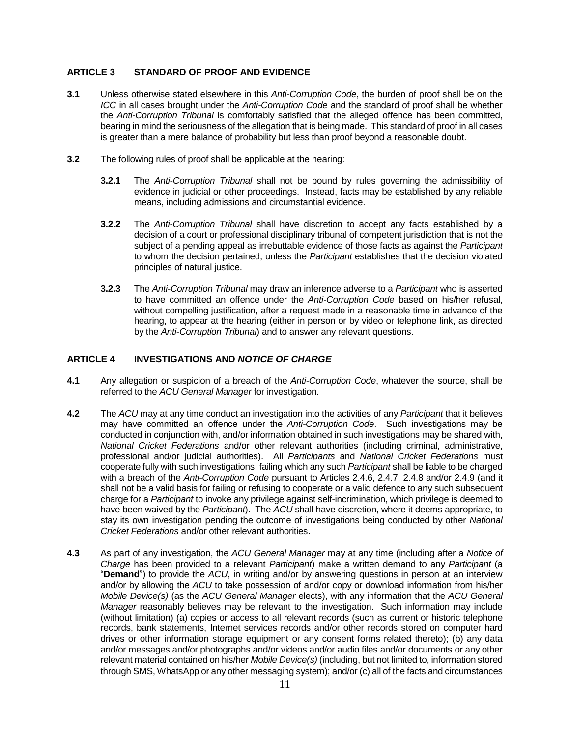## ARTICLE 3 STANDARD OF PROOF AND EVIDENCE

**3.1** Unless otherwise stated elsewhere in this *Anti-Corruption Code*, the burden of proof shall be on the *ICC* in all cases brought under the *Anti-Corruption Code* and the standard of proof shall be whether the *Anti-Corruption Tribunal* is comfortably satisfied that the alleged offence has been committed, bearing in mind the seriousness of the allegation that is being made. This standard of proof in all cases is greater than a mere balance of probability but less than proof beyond a reasonable doubt.

**3.2** The following rules of proof shall be applicable at the hearing:

**3.2.1** The *Anti-Corruption Tribunal* shall not be bound by rules governing the admissibility of evidence in judicial or other proceedings. Instead, facts may be established by any reliable means, including admissions and circumstantial evidence.

**3.2.2** The *Anti-Corruption Tribunal* shall have discretion to accept any facts established by a decision of a court or professional disciplinary tribunal of competent jurisdiction that is not the subject of a pending appeal as irrebuttable evidence of those facts as against the *Participant* to whom the decision pertained, unless the *Participant* establishes that the decision violated principles of natural justice.

**3.2.3** The *Anti-Corruption Tribunal* may draw an inference adverse to a *Participant* who is asserted to have committed an offence under the *Anti-Corruption Code* based on his/her refusal, without compelling justification, after a request made in a reasonable time in advance of the hearing, to appear at the hearing (either in person or by video or telephone link, as directed by the *Anti-Corruption Tribunal*) and to answer any relevant questions.

## ARTICLE 4 INVESTIGATIONS AND *NOTICE OF CHARGE*

**4.1** Any allegation or suspicion of a breach of the *Anti-Corruption Code*, whatever the source, shall be referred to the *ACU General Manager* for investigation.

**4.2** The *ACU* may at any time conduct an investigation into the activities of any *Participant* that it believes may have committed an offence under the *Anti-Corruption Code*. Such investigations may be conducted in conjunction with, and/or information obtained in such investigations may be shared with, *National Cricket Federations* and/or other relevant authorities (including criminal, administrative, professional and/or judicial authorities). All *Participants* and *National Cricket Federations* must cooperate fully with such investigations, failing which any such *Participant* shall be liable to be charged with a breach of the *Anti-Corruption Code* pursuant to Articles 2.4.6, 2.4.7, 2.4.8 and/or 2.4.9 (and it shall not be a valid basis for failing or refusing to cooperate or a valid defence to any such subsequent charge for a *Participant* to invoke any privilege against self-incrimination, which privilege is deemed to have been waived by the *Participant*). The *ACU* shall have discretion, where it deems appropriate, to stay its own investigation pending the outcome of investigations being conducted by other *National Cricket Federations* and/or other relevant authorities.

**4.3** As part of any investigation, the *ACU General Manager* may at any time (including after a *Notice of Charge* has been provided to a relevant *Participant*) make a written demand to any *Participant* (a "**Demand**") to provide the *ACU*, in writing and/or by answering questions in person at an interview and/or by allowing the *ACU* to take possession of and/or copy or download information from his/her *Mobile Device(s)* (as the *ACU General Manager* elects), with any information that the *ACU General Manager* reasonably believes may be relevant to the investigation. Such information may include (without limitation) (a) copies or access to all relevant records (such as current or historic telephone records, bank statements, Internet services records and/or other records stored on computer hard drives or other information storage equipment or any consent forms related thereto); (b) any data and/or messages and/or photographs and/or videos and/or audio files and/or documents or any other relevant material contained on his/her *Mobile Device(s)* (including, but not limited to, information stored through SMS, WhatsApp or any other messaging system); and/or (c) all of the facts and circumstances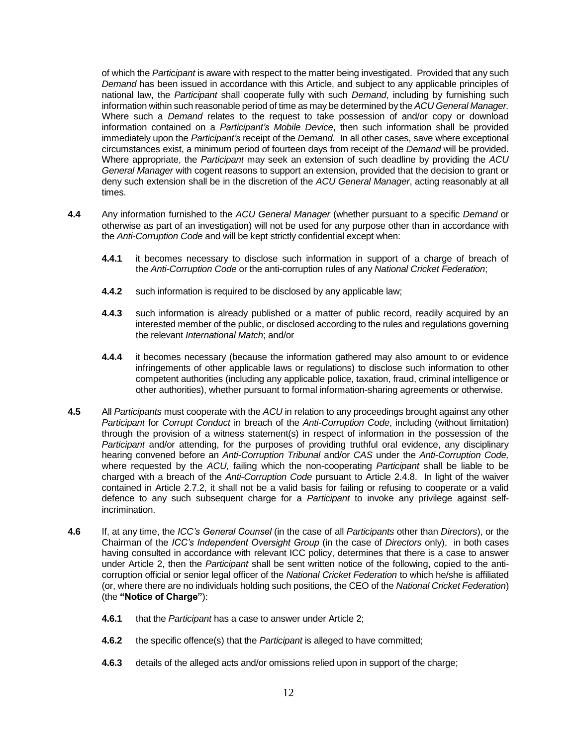of which the *Participant* is aware with respect to the matter being investigated. Provided that any such *Demand* has been issued in accordance with this Article, and subject to any applicable principles of national law, the *Participant* shall cooperate fully with such *Demand*, including by furnishing such information within such reasonable period of time as may be determined by the *ACU General Manager*. Where such a *Demand* relates to the request to take possession of and/or copy or download information contained on a *Participant's Mobile Device*, then such information shall be provided immediately upon the *Participant's* receipt of the *Demand.* In all other cases, save where exceptional circumstances exist, a minimum period of fourteen days from receipt of the *Demand* will be provided. Where appropriate, the *Participant* may seek an extension of such deadline by providing the *ACU General Manager* with cogent reasons to support an extension, provided that the decision to grant or deny such extension shall be in the discretion of the *ACU General Manager*, acting reasonably at all times.

**4.4** Any information furnished to the *ACU General Manager* (whether pursuant to a specific *Demand* or otherwise as part of an investigation) will not be used for any purpose other than in accordance with the *Anti-Corruption Code* and will be kept strictly confidential except when:

**4.4.1** it becomes necessary to disclose such information in support of a charge of breach of the *Anti-Corruption Code* or the anti-corruption rules of any *National Cricket Federation*;

**4.4.2** such information is required to be disclosed by any applicable law;

**4.4.3** such information is already published or a matter of public record, readily acquired by an interested member of the public, or disclosed according to the rules and regulations governing the relevant *International Match*; and/or

**4.4.4** it becomes necessary (because the information gathered may also amount to or evidence infringements of other applicable laws or regulations) to disclose such information to other competent authorities (including any applicable police, taxation, fraud, criminal intelligence or other authorities), whether pursuant to formal information-sharing agreements or otherwise.

**4.5** All *Participants* must cooperate with the *ACU* in relation to any proceedings brought against any other *Participant* for *Corrupt Conduct* in breach of the *Anti-Corruption Code*, including (without limitation) through the provision of a witness statement(s) in respect of information in the possession of the *Participant* and/or attending, for the purposes of providing truthful oral evidence, any disciplinary hearing convened before an *Anti-Corruption Tribunal* and/or *CAS* under the *Anti-Corruption Code,* where requested by the *ACU,* failing which the non-cooperating *Participant* shall be liable to be charged with a breach of the *Anti-Corruption Code* pursuant to Article 2.4.8. In light of the waiver contained in Article 2.7.2, it shall not be a valid basis for failing or refusing to cooperate or a valid defence to any such subsequent charge for a *Participant* to invoke any privilege against self-incrimination.

**4.6** If, at any time, the *ICC's General Counsel* (in the case of all *Participants* other than *Directors*), or the Chairman of the *ICC's Independent Oversight Group* (in the case of *Directors* only), in both cases having consulted in accordance with relevant ICC policy, determines that there is a case to answer under Article 2, then the *Participant* shall be sent written notice of the following, copied to the anti-corruption official or senior legal officer of the *National Cricket Federation* to which he/she is affiliated (or, where there are no individuals holding such positions, the CEO of the *National Cricket Federation*) (the **"Notice of Charge"**):

**4.6.1** that the *Participant* has a case to answer under Article 2;

**4.6.2** the specific offence(s) that the *Participant* is alleged to have committed;

**4.6.3** details of the alleged acts and/or omissions relied upon in support of the charge;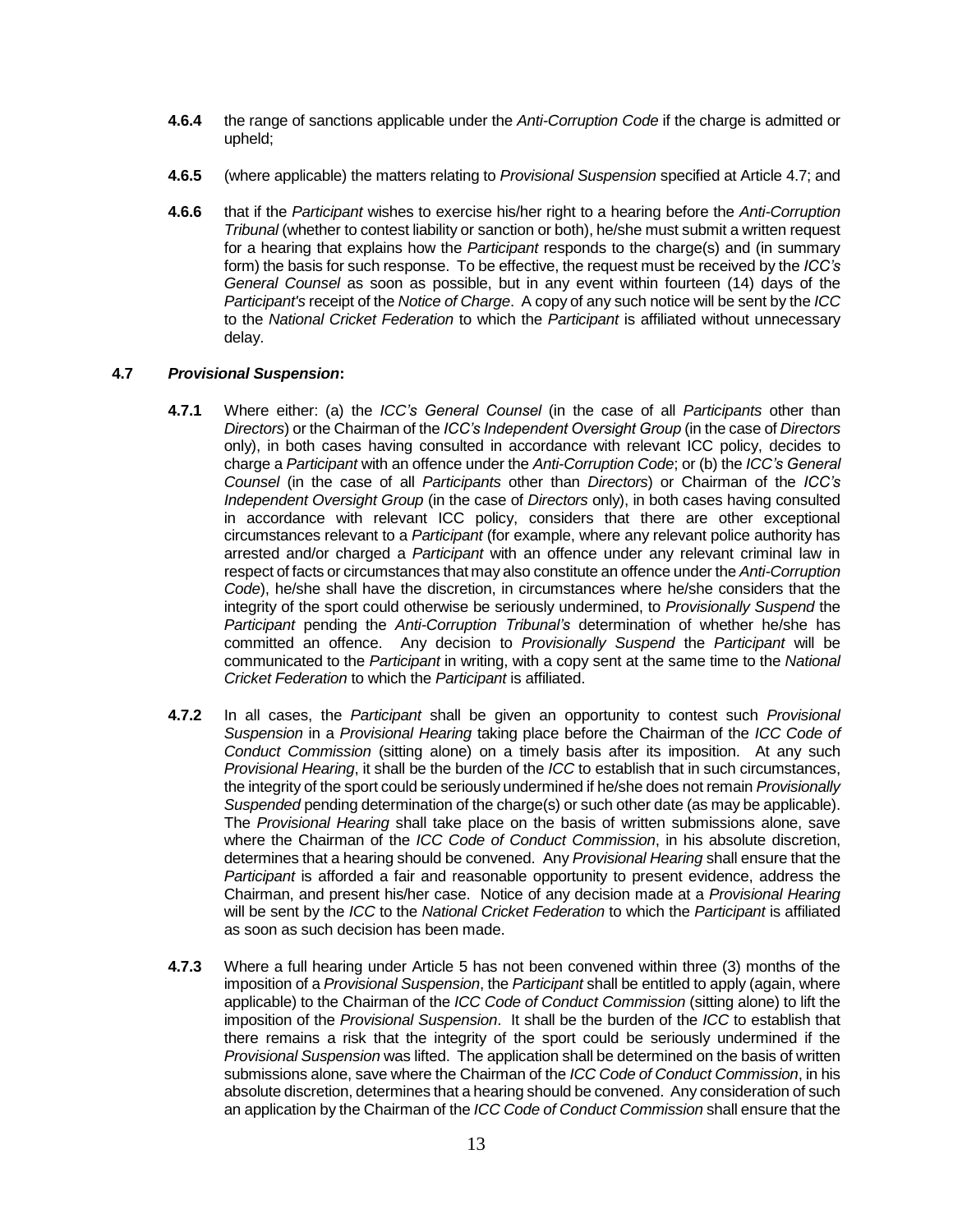**4.6.4** the range of sanctions applicable under the *Anti-Corruption Code* if the charge is admitted or upheld;

**4.6.5** (where applicable) the matters relating to *Provisional Suspension* specified at Article 4.7; and

**4.6.6** that if the *Participant* wishes to exercise his/her right to a hearing before the *Anti-Corruption Tribunal* (whether to contest liability or sanction or both), he/she must submit a written request for a hearing that explains how the *Participant* responds to the charge(s) and (in summary form) the basis for such response. To be effective, the request must be received by the *ICC's General Counsel* as soon as possible, but in any event within fourteen (14) days of the *Participant's* receipt of the *Notice of Charge*. A copy of any such notice will be sent by the *ICC* to the *National Cricket Federation* to which the *Participant* is affiliated without unnecessary delay.

**4.7** ***Provisional Suspension*:**

**4.7.1** Where either: (a) the *ICC's General Counsel* (in the case of all *Participants* other than *Directors*) or the Chairman of the *ICC's Independent Oversight Group* (in the case of *Directors* only), in both cases having consulted in accordance with relevant ICC policy, decides to charge a *Participant* with an offence under the *Anti-Corruption Code*; or (b) the *ICC's General Counsel* (in the case of all *Participants* other than *Directors*) or Chairman of the *ICC's Independent Oversight Group* (in the case of *Directors* only), in both cases having consulted in accordance with relevant ICC policy, considers that there are other exceptional circumstances relevant to a *Participant* (for example, where any relevant police authority has arrested and/or charged a *Participant* with an offence under any relevant criminal law in respect of facts or circumstances that may also constitute an offence under the *Anti-Corruption Code*), he/she shall have the discretion, in circumstances where he/she considers that the integrity of the sport could otherwise be seriously undermined, to *Provisionally Suspend* the *Participant* pending the *Anti-Corruption Tribunal's* determination of whether he/she has committed an offence. Any decision to *Provisionally Suspend* the *Participant* will be communicated to the *Participant* in writing, with a copy sent at the same time to the *National Cricket Federation* to which the *Participant* is affiliated.

**4.7.2** In all cases, the *Participant* shall be given an opportunity to contest such *Provisional Suspension* in a *Provisional Hearing* taking place before the Chairman of the *ICC Code of Conduct Commission* (sitting alone) on a timely basis after its imposition. At any such *Provisional Hearing*, it shall be the burden of the *ICC* to establish that in such circumstances, the integrity of the sport could be seriously undermined if he/she does not remain *Provisionally Suspended* pending determination of the charge(s) or such other date (as may be applicable). The *Provisional Hearing* shall take place on the basis of written submissions alone, save where the Chairman of the *ICC Code of Conduct Commission*, in his absolute discretion, determines that a hearing should be convened. Any *Provisional Hearing* shall ensure that the *Participant* is afforded a fair and reasonable opportunity to present evidence, address the Chairman, and present his/her case. Notice of any decision made at a *Provisional Hearing* will be sent by the *ICC* to the *National Cricket Federation* to which the *Participant* is affiliated as soon as such decision has been made.

**4.7.3** Where a full hearing under Article 5 has not been convened within three (3) months of the imposition of a *Provisional Suspension*, the *Participant* shall be entitled to apply (again, where applicable) to the Chairman of the *ICC Code of Conduct Commission* (sitting alone) to lift the imposition of the *Provisional Suspension*. It shall be the burden of the *ICC* to establish that there remains a risk that the integrity of the sport could be seriously undermined if the *Provisional Suspension* was lifted. The application shall be determined on the basis of written submissions alone, save where the Chairman of the *ICC Code of Conduct Commission*, in his absolute discretion, determines that a hearing should be convened. Any consideration of such an application by the Chairman of the *ICC Code of Conduct Commission* shall ensure that the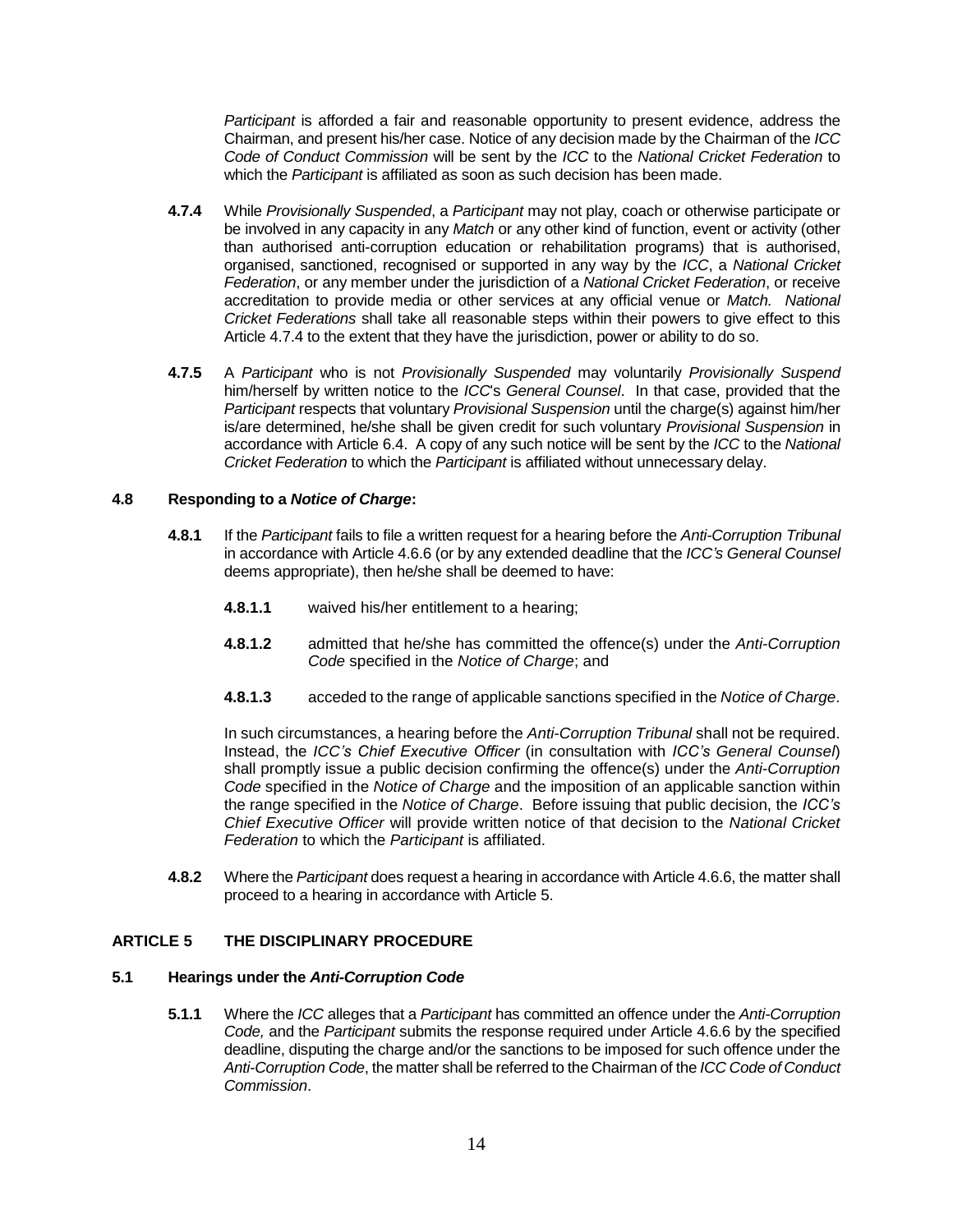*Participant* is afforded a fair and reasonable opportunity to present evidence, address the Chairman, and present his/her case. Notice of any decision made by the Chairman of the *ICC Code of Conduct Commission* will be sent by the *ICC* to the *National Cricket Federation* to which the *Participant* is affiliated as soon as such decision has been made.

**4.7.4** While *Provisionally Suspended*, a *Participant* may not play, coach or otherwise participate or be involved in any capacity in any *Match* or any other kind of function, event or activity (other than authorised anti-corruption education or rehabilitation programs) that is authorised, organised, sanctioned, recognised or supported in any way by the *ICC*, a *National Cricket Federation*, or any member under the jurisdiction of a *National Cricket Federation*, or receive accreditation to provide media or other services at any official venue or *Match. National Cricket Federations* shall take all reasonable steps within their powers to give effect to this Article 4.7.4 to the extent that they have the jurisdiction, power or ability to do so.

**4.7.5** A *Participant* who is not *Provisionally Suspended* may voluntarily *Provisionally Suspend* him/herself by written notice to the *ICC*'s *General Counsel*. In that case, provided that the *Participant* respects that voluntary *Provisional Suspension* until the charge(s) against him/her is/are determined, he/she shall be given credit for such voluntary *Provisional Suspension* in accordance with Article 6.4. A copy of any such notice will be sent by the *ICC* to the *National Cricket Federation* to which the *Participant* is affiliated without unnecessary delay.

### 4.8 Responding to a *Notice of Charge*:

**4.8.1** If the *Participant* fails to file a written request for a hearing before the *Anti-Corruption Tribunal* in accordance with Article 4.6.6 (or by any extended deadline that the *ICC's General Counsel* deems appropriate), then he/she shall be deemed to have:

**4.8.1.1** waived his/her entitlement to a hearing;

**4.8.1.2** admitted that he/she has committed the offence(s) under the *Anti-Corruption Code* specified in the *Notice of Charge*; and

**4.8.1.3** acceded to the range of applicable sanctions specified in the *Notice of Charge*.

In such circumstances, a hearing before the *Anti-Corruption Tribunal* shall not be required. Instead, the *ICC's Chief Executive Officer* (in consultation with *ICC's General Counsel*) shall promptly issue a public decision confirming the offence(s) under the *Anti-Corruption Code* specified in the *Notice of Charge* and the imposition of an applicable sanction within the range specified in the *Notice of Charge*. Before issuing that public decision, the *ICC's Chief Executive Officer* will provide written notice of that decision to the *National Cricket Federation* to which the *Participant* is affiliated.

**4.8.2** Where the *Participant* does request a hearing in accordance with Article 4.6.6, the matter shall proceed to a hearing in accordance with Article 5.

## ARTICLE 5 THE DISCIPLINARY PROCEDURE

### 5.1 Hearings under the *Anti-Corruption Code*

**5.1.1** Where the *ICC* alleges that a *Participant* has committed an offence under the *Anti-Corruption Code,* and the *Participant* submits the response required under Article 4.6.6 by the specified deadline, disputing the charge and/or the sanctions to be imposed for such offence under the *Anti-Corruption Code*, the matter shall be referred to the Chairman of the *ICC Code of Conduct Commission*.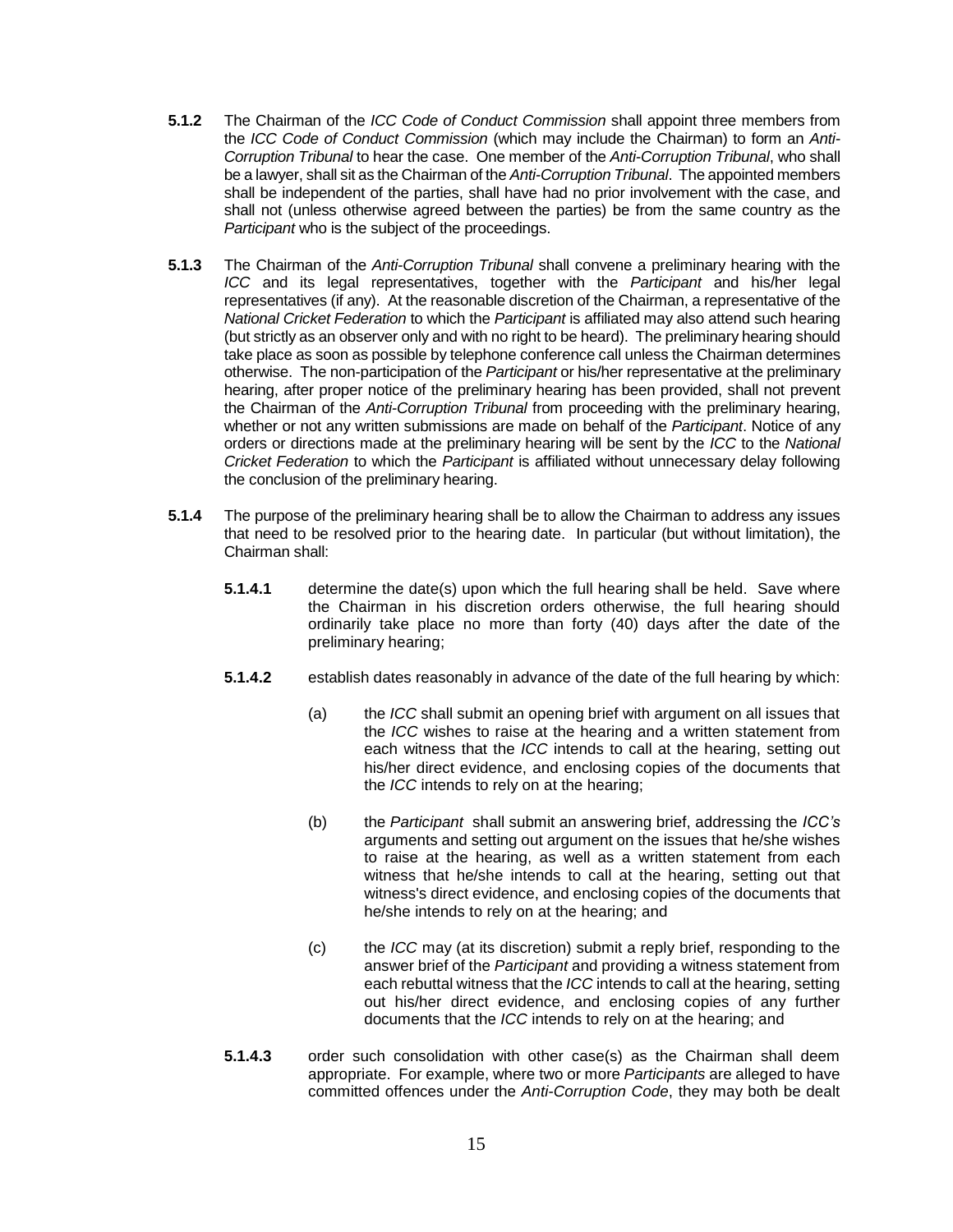**5.1.2** The Chairman of the *ICC Code of Conduct Commission* shall appoint three members from the *ICC Code of Conduct Commission* (which may include the Chairman) to form an *Anti-Corruption Tribunal* to hear the case. One member of the *Anti-Corruption Tribunal*, who shall be a lawyer, shall sit as the Chairman of the *Anti-Corruption Tribunal*. The appointed members shall be independent of the parties, shall have had no prior involvement with the case, and shall not (unless otherwise agreed between the parties) be from the same country as the *Participant* who is the subject of the proceedings.

**5.1.3** The Chairman of the *Anti-Corruption Tribunal* shall convene a preliminary hearing with the *ICC* and its legal representatives, together with the *Participant* and his/her legal representatives (if any). At the reasonable discretion of the Chairman, a representative of the *National Cricket Federation* to which the *Participant* is affiliated may also attend such hearing (but strictly as an observer only and with no right to be heard). The preliminary hearing should take place as soon as possible by telephone conference call unless the Chairman determines otherwise. The non-participation of the *Participant* or his/her representative at the preliminary hearing, after proper notice of the preliminary hearing has been provided, shall not prevent the Chairman of the *Anti-Corruption Tribunal* from proceeding with the preliminary hearing, whether or not any written submissions are made on behalf of the *Participant*. Notice of any orders or directions made at the preliminary hearing will be sent by the *ICC* to the *National Cricket Federation* to which the *Participant* is affiliated without unnecessary delay following the conclusion of the preliminary hearing.

**5.1.4** The purpose of the preliminary hearing shall be to allow the Chairman to address any issues that need to be resolved prior to the hearing date. In particular (but without limitation), the Chairman shall:

**5.1.4.1** determine the date(s) upon which the full hearing shall be held. Save where the Chairman in his discretion orders otherwise, the full hearing should ordinarily take place no more than forty (40) days after the date of the preliminary hearing;

**5.1.4.2** establish dates reasonably in advance of the date of the full hearing by which:

(a) the *ICC* shall submit an opening brief with argument on all issues that the *ICC* wishes to raise at the hearing and a written statement from each witness that the *ICC* intends to call at the hearing, setting out his/her direct evidence, and enclosing copies of the documents that the *ICC* intends to rely on at the hearing;

(b) the *Participant* shall submit an answering brief, addressing the *ICC's* arguments and setting out argument on the issues that he/she wishes to raise at the hearing, as well as a written statement from each witness that he/she intends to call at the hearing, setting out that witness's direct evidence, and enclosing copies of the documents that he/she intends to rely on at the hearing; and

(c) the *ICC* may (at its discretion) submit a reply brief, responding to the answer brief of the *Participant* and providing a witness statement from each rebuttal witness that the *ICC* intends to call at the hearing, setting out his/her direct evidence, and enclosing copies of any further documents that the *ICC* intends to rely on at the hearing; and

**5.1.4.3** order such consolidation with other case(s) as the Chairman shall deem appropriate. For example, where two or more *Participants* are alleged to have committed offences under the *Anti-Corruption Code*, they may both be dealt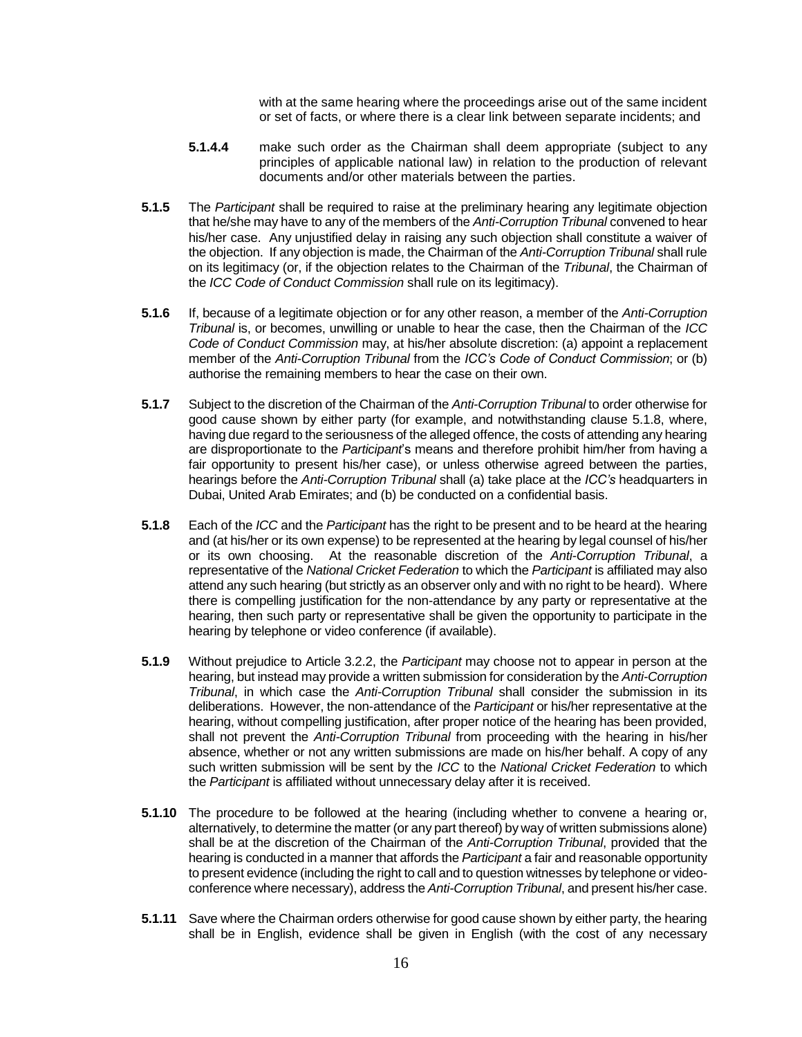with at the same hearing where the proceedings arise out of the same incident or set of facts, or where there is a clear link between separate incidents; and

**5.1.4.4** make such order as the Chairman shall deem appropriate (subject to any principles of applicable national law) in relation to the production of relevant documents and/or other materials between the parties.

**5.1.5** The *Participant* shall be required to raise at the preliminary hearing any legitimate objection that he/she may have to any of the members of the *Anti-Corruption Tribunal* convened to hear his/her case. Any unjustified delay in raising any such objection shall constitute a waiver of the objection. If any objection is made, the Chairman of the *Anti-Corruption Tribunal* shall rule on its legitimacy (or, if the objection relates to the Chairman of the *Tribunal*, the Chairman of the *ICC Code of Conduct Commission* shall rule on its legitimacy).

**5.1.6** If, because of a legitimate objection or for any other reason, a member of the *Anti-Corruption Tribunal* is, or becomes, unwilling or unable to hear the case, then the Chairman of the *ICC Code of Conduct Commission* may, at his/her absolute discretion: (a) appoint a replacement member of the *Anti-Corruption Tribunal* from the *ICC's Code of Conduct Commission*; or (b) authorise the remaining members to hear the case on their own.

**5.1.7** Subject to the discretion of the Chairman of the *Anti-Corruption Tribunal* to order otherwise for good cause shown by either party (for example, and notwithstanding clause 5.1.8, where, having due regard to the seriousness of the alleged offence, the costs of attending any hearing are disproportionate to the *Participant*'s means and therefore prohibit him/her from having a fair opportunity to present his/her case), or unless otherwise agreed between the parties, hearings before the *Anti-Corruption Tribunal* shall (a) take place at the *ICC's* headquarters in Dubai, United Arab Emirates; and (b) be conducted on a confidential basis.

**5.1.8** Each of the *ICC* and the *Participant* has the right to be present and to be heard at the hearing and (at his/her or its own expense) to be represented at the hearing by legal counsel of his/her or its own choosing. At the reasonable discretion of the *Anti-Corruption Tribunal*, a representative of the *National Cricket Federation* to which the *Participant* is affiliated may also attend any such hearing (but strictly as an observer only and with no right to be heard). Where there is compelling justification for the non-attendance by any party or representative at the hearing, then such party or representative shall be given the opportunity to participate in the hearing by telephone or video conference (if available).

**5.1.9** Without prejudice to Article 3.2.2, the *Participant* may choose not to appear in person at the hearing, but instead may provide a written submission for consideration by the *Anti-Corruption Tribunal*, in which case the *Anti-Corruption Tribunal* shall consider the submission in its deliberations. However, the non-attendance of the *Participant* or his/her representative at the hearing, without compelling justification, after proper notice of the hearing has been provided, shall not prevent the *Anti-Corruption Tribunal* from proceeding with the hearing in his/her absence, whether or not any written submissions are made on his/her behalf. A copy of any such written submission will be sent by the *ICC* to the *National Cricket Federation* to which the *Participant* is affiliated without unnecessary delay after it is received.

**5.1.10** The procedure to be followed at the hearing (including whether to convene a hearing or, alternatively, to determine the matter (or any part thereof) by way of written submissions alone) shall be at the discretion of the Chairman of the *Anti-Corruption Tribunal*, provided that the hearing is conducted in a manner that affords the *Participant* a fair and reasonable opportunity to present evidence (including the right to call and to question witnesses by telephone or video-conference where necessary), address the *Anti-Corruption Tribunal*, and present his/her case.

**5.1.11** Save where the Chairman orders otherwise for good cause shown by either party, the hearing shall be in English, evidence shall be given in English (with the cost of any necessary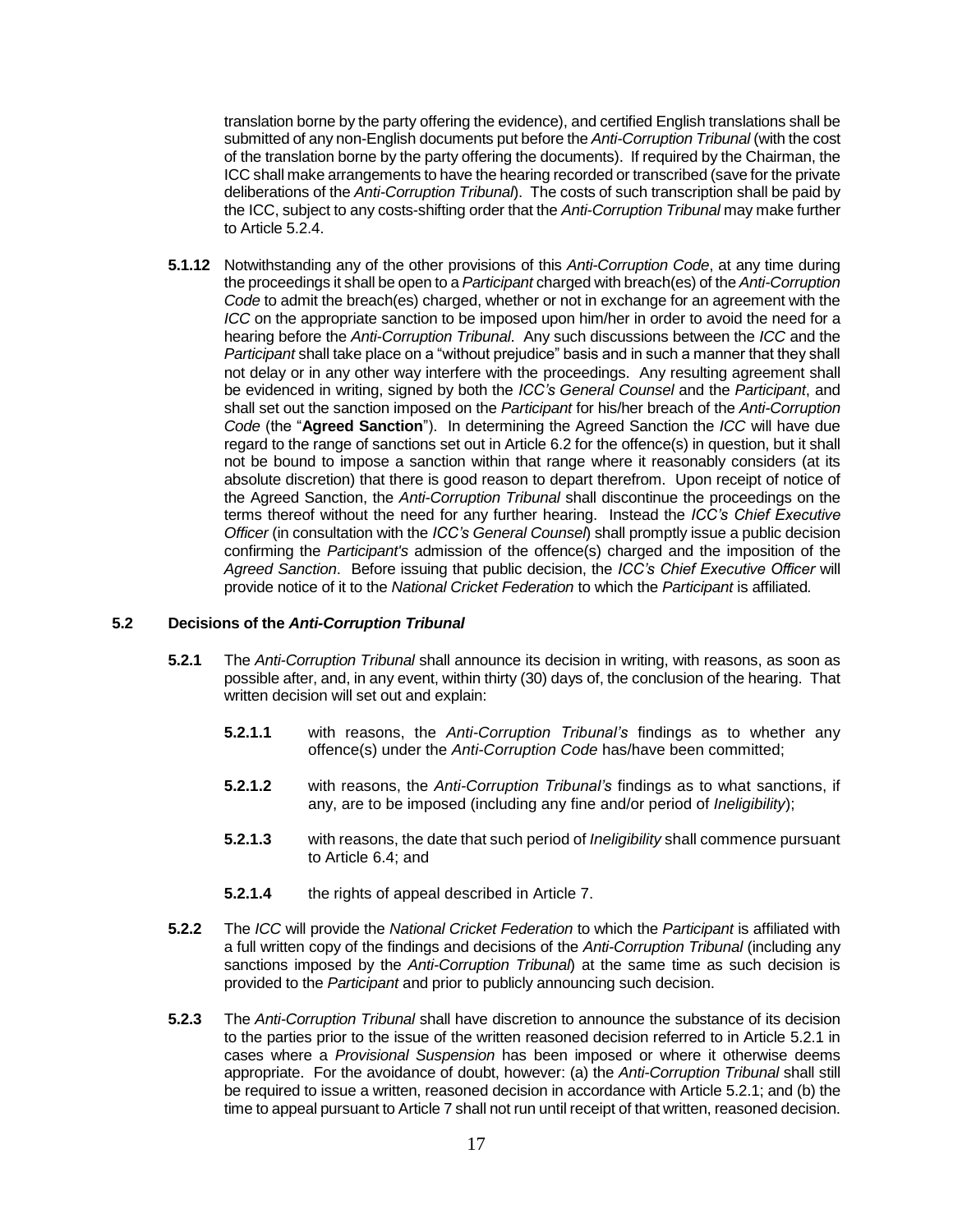translation borne by the party offering the evidence), and certified English translations shall be submitted of any non-English documents put before the *Anti-Corruption Tribunal* (with the cost of the translation borne by the party offering the documents). If required by the Chairman, the ICC shall make arrangements to have the hearing recorded or transcribed (save for the private deliberations of the *Anti-Corruption Tribunal*). The costs of such transcription shall be paid by the ICC, subject to any costs-shifting order that the *Anti-Corruption Tribunal* may make further to Article 5.2.4.

**5.1.12** Notwithstanding any of the other provisions of this *Anti-Corruption Code*, at any time during the proceedings it shall be open to a *Participant* charged with breach(es) of the *Anti-Corruption Code* to admit the breach(es) charged, whether or not in exchange for an agreement with the *ICC* on the appropriate sanction to be imposed upon him/her in order to avoid the need for a hearing before the *Anti-Corruption Tribunal*. Any such discussions between the *ICC* and the *Participant* shall take place on a "without prejudice" basis and in such a manner that they shall not delay or in any other way interfere with the proceedings. Any resulting agreement shall be evidenced in writing, signed by both the *ICC's General Counsel* and the *Participant*, and shall set out the sanction imposed on the *Participant* for his/her breach of the *Anti-Corruption Code* (the "**Agreed Sanction**"). In determining the Agreed Sanction the *ICC* will have due regard to the range of sanctions set out in Article 6.2 for the offence(s) in question, but it shall not be bound to impose a sanction within that range where it reasonably considers (at its absolute discretion) that there is good reason to depart therefrom. Upon receipt of notice of the Agreed Sanction, the *Anti-Corruption Tribunal* shall discontinue the proceedings on the terms thereof without the need for any further hearing. Instead the *ICC's Chief Executive Officer* (in consultation with the *ICC's General Counsel*) shall promptly issue a public decision confirming the *Participant's* admission of the offence(s) charged and the imposition of the *Agreed Sanction*. Before issuing that public decision, the *ICC's Chief Executive Officer* will provide notice of it to the *National Cricket Federation* to which the *Participant* is affiliated*.*

### 5.2 Decisions of the *Anti-Corruption Tribunal*

**5.2.1** The *Anti-Corruption Tribunal* shall announce its decision in writing, with reasons, as soon as possible after, and, in any event, within thirty (30) days of, the conclusion of the hearing. That written decision will set out and explain:

**5.2.1.1** with reasons, the *Anti-Corruption Tribunal's* findings as to whether any offence(s) under the *Anti-Corruption Code* has/have been committed;

**5.2.1.2** with reasons, the *Anti-Corruption Tribunal's* findings as to what sanctions, if any, are to be imposed (including any fine and/or period of *Ineligibility*);

**5.2.1.3** with reasons, the date that such period of *Ineligibility* shall commence pursuant to Article 6.4; and

**5.2.1.4** the rights of appeal described in Article 7.

**5.2.2** The *ICC* will provide the *National Cricket Federation* to which the *Participant* is affiliated with a full written copy of the findings and decisions of the *Anti-Corruption Tribunal* (including any sanctions imposed by the *Anti-Corruption Tribunal*) at the same time as such decision is provided to the *Participant* and prior to publicly announcing such decision.

**5.2.3** The *Anti-Corruption Tribunal* shall have discretion to announce the substance of its decision to the parties prior to the issue of the written reasoned decision referred to in Article 5.2.1 in cases where a *Provisional Suspension* has been imposed or where it otherwise deems appropriate. For the avoidance of doubt, however: (a) the *Anti-Corruption Tribunal* shall still be required to issue a written, reasoned decision in accordance with Article 5.2.1; and (b) the time to appeal pursuant to Article 7 shall not run until receipt of that written, reasoned decision.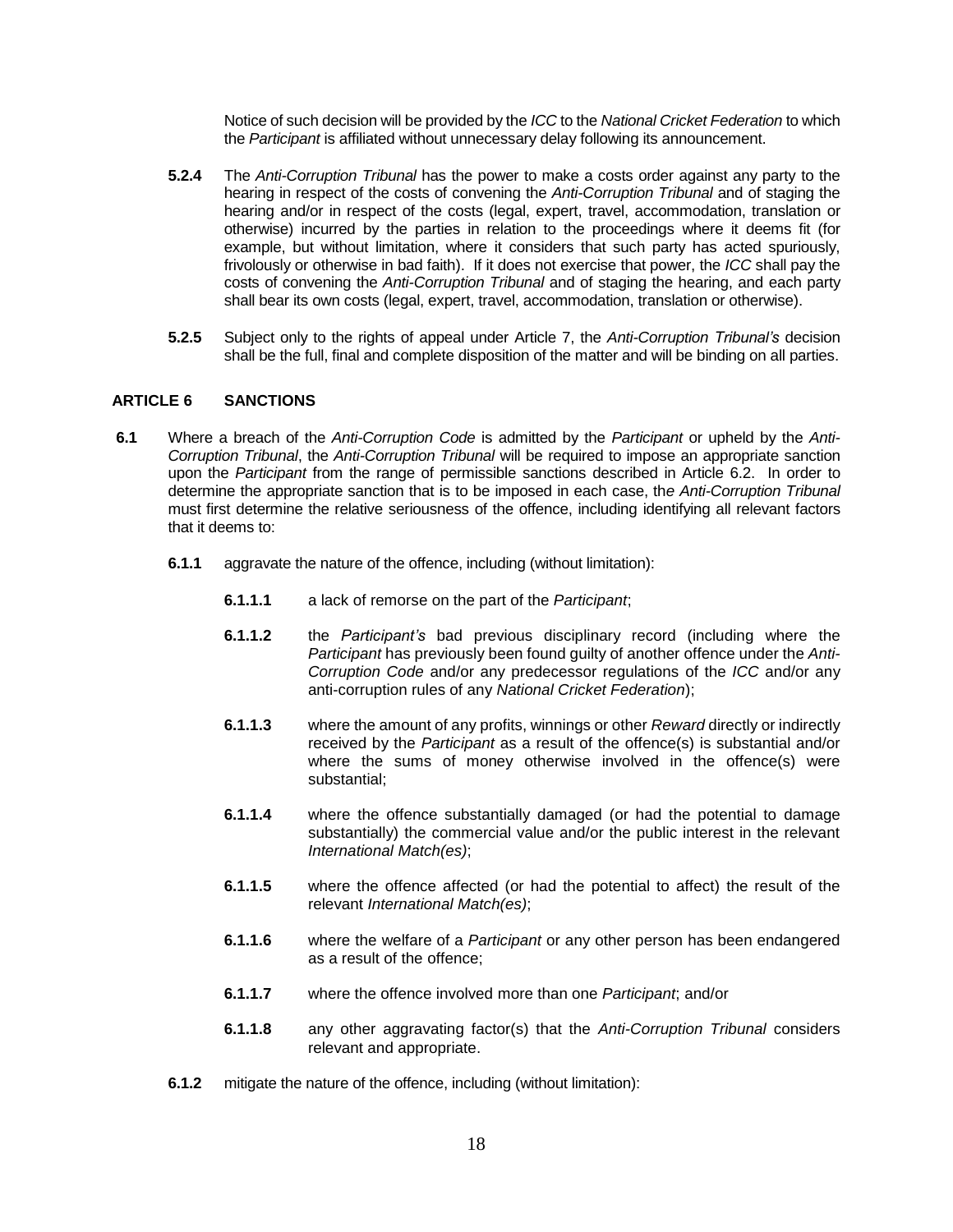Notice of such decision will be provided by the *ICC* to the *National Cricket Federation* to which the *Participant* is affiliated without unnecessary delay following its announcement.

**5.2.4** The *Anti-Corruption Tribunal* has the power to make a costs order against any party to the hearing in respect of the costs of convening the *Anti-Corruption Tribunal* and of staging the hearing and/or in respect of the costs (legal, expert, travel, accommodation, translation or otherwise) incurred by the parties in relation to the proceedings where it deems fit (for example, but without limitation, where it considers that such party has acted spuriously, frivolously or otherwise in bad faith). If it does not exercise that power, the *ICC* shall pay the costs of convening the *Anti-Corruption Tribunal* and of staging the hearing, and each party shall bear its own costs (legal, expert, travel, accommodation, translation or otherwise).

**5.2.5** Subject only to the rights of appeal under Article 7, the *Anti-Corruption Tribunal's* decision shall be the full, final and complete disposition of the matter and will be binding on all parties.

## ARTICLE 6 SANCTIONS

**6.1** Where a breach of the *Anti-Corruption Code* is admitted by the *Participant* or upheld by the *Anti-Corruption Tribunal*, the *Anti-Corruption Tribunal* will be required to impose an appropriate sanction upon the *Participant* from the range of permissible sanctions described in Article 6.2. In order to determine the appropriate sanction that is to be imposed in each case, the *Anti-Corruption Tribunal* must first determine the relative seriousness of the offence, including identifying all relevant factors that it deems to:

**6.1.1** aggravate the nature of the offence, including (without limitation):

**6.1.1.1** a lack of remorse on the part of the *Participant*;

**6.1.1.2** the *Participant's* bad previous disciplinary record (including where the *Participant* has previously been found guilty of another offence under the *Anti-Corruption Code* and/or any predecessor regulations of the *ICC* and/or any anti-corruption rules of any *National Cricket Federation*);

**6.1.1.3** where the amount of any profits, winnings or other *Reward* directly or indirectly received by the *Participant* as a result of the offence(s) is substantial and/or where the sums of money otherwise involved in the offence(s) were substantial;

**6.1.1.4** where the offence substantially damaged (or had the potential to damage substantially) the commercial value and/or the public interest in the relevant *International Match(es)*;

**6.1.1.5** where the offence affected (or had the potential to affect) the result of the relevant *International Match(es)*;

**6.1.1.6** where the welfare of a *Participant* or any other person has been endangered as a result of the offence;

**6.1.1.7** where the offence involved more than one *Participant*; and/or

**6.1.1.8** any other aggravating factor(s) that the *Anti-Corruption Tribunal* considers relevant and appropriate.

**6.1.2** mitigate the nature of the offence, including (without limitation):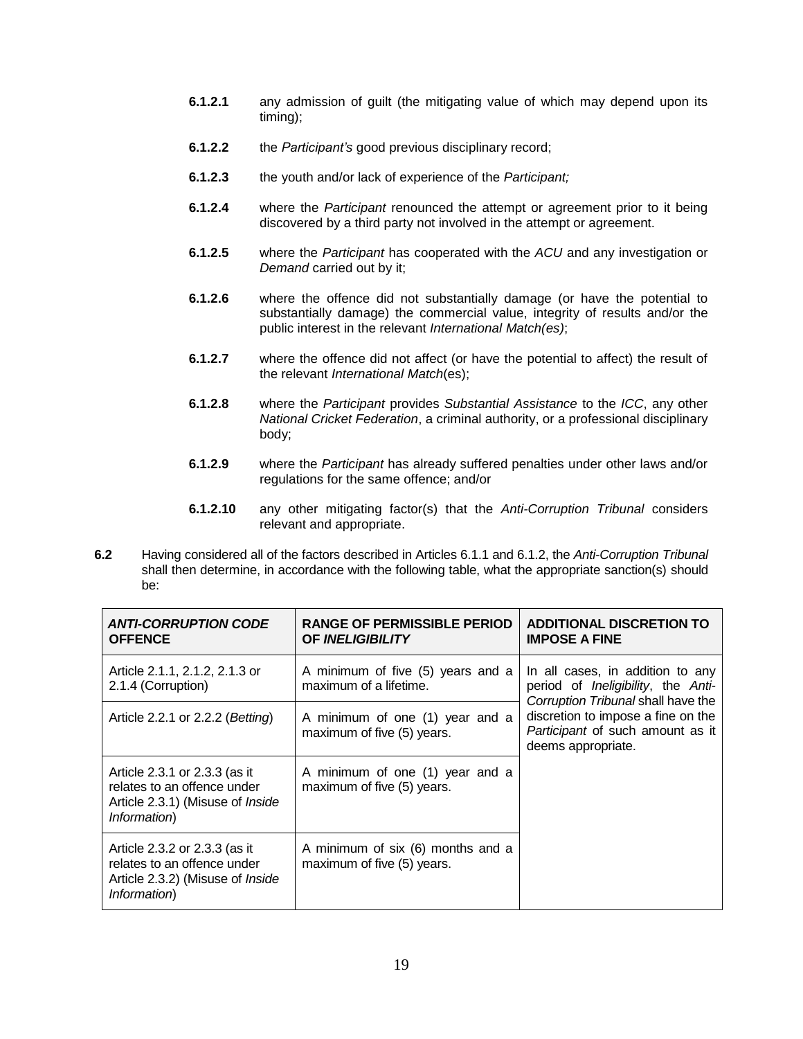**6.1.2.1** any admission of guilt (the mitigating value of which may depend upon its timing);

**6.1.2.2** the *Participant's* good previous disciplinary record;

**6.1.2.3** the youth and/or lack of experience of the *Participant;*

**6.1.2.4** where the *Participant* renounced the attempt or agreement prior to it being discovered by a third party not involved in the attempt or agreement.

**6.1.2.5** where the *Participant* has cooperated with the *ACU* and any investigation or *Demand* carried out by it;

**6.1.2.6** where the offence did not substantially damage (or have the potential to substantially damage) the commercial value, integrity of results and/or the public interest in the relevant *International Match(es)*;

**6.1.2.7** where the offence did not affect (or have the potential to affect) the result of the relevant *International Match*(es);

**6.1.2.8** where the *Participant* provides *Substantial Assistance* to the *ICC*, any other *National Cricket Federation*, a criminal authority, or a professional disciplinary body;

**6.1.2.9** where the *Participant* has already suffered penalties under other laws and/or regulations for the same offence; and/or

**6.1.2.10** any other mitigating factor(s) that the *Anti-Corruption Tribunal* considers relevant and appropriate.

**6.2** Having considered all of the factors described in Articles 6.1.1 and 6.1.2, the *Anti-Corruption Tribunal* shall then determine, in accordance with the following table, what the appropriate sanction(s) should be:

| ***ANTI-CORRUPTION CODE OFFENCE*** | **RANGE OF PERMISSIBLE PERIOD OF *INELIGIBILITY*** | **ADDITIONAL DISCRETION TO IMPOSE A FINE** |
|---|---|---|
| Article 2.1.1, 2.1.2, 2.1.3 or 2.1.4 (Corruption) | A minimum of five (5) years and a maximum of a lifetime. | In all cases, in addition to any period of *Ineligibility*, the *Anti-Corruption Tribunal* shall have the discretion to impose a fine on the *Participant* of such amount as it deems appropriate. |
| Article 2.2.1 or 2.2.2 (*Betting*) | A minimum of one (1) year and a maximum of five (5) years. | |
| Article 2.3.1 or 2.3.3 (as it relates to an offence under Article 2.3.1) (Misuse of *Inside Information*) | A minimum of one (1) year and a maximum of five (5) years. | |
| Article 2.3.2 or 2.3.3 (as it relates to an offence under Article 2.3.2) (Misuse of *Inside Information*) | A minimum of six (6) months and a maximum of five (5) years. | |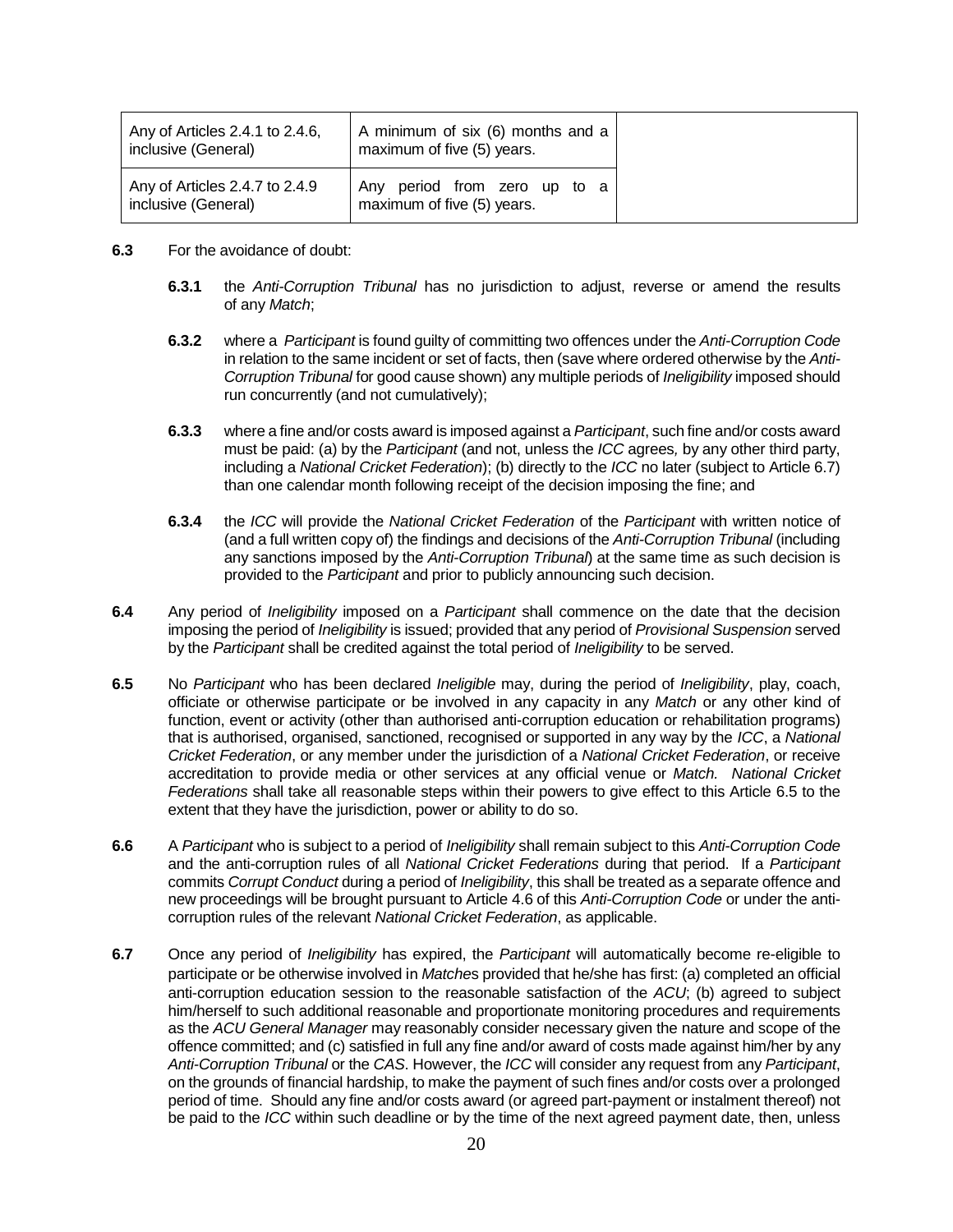| | | |
|---|---|---|
| Any of Articles 2.4.1 to 2.4.6, inclusive (General) | A minimum of six (6) months and a maximum of five (5) years. | |
| Any of Articles 2.4.7 to 2.4.9 inclusive (General) | Any period from zero up to a maximum of five (5) years. | |

**6.3** For the avoidance of doubt:

**6.3.1** the *Anti-Corruption Tribunal* has no jurisdiction to adjust, reverse or amend the results of any *Match*;

**6.3.2** where a *Participant* is found guilty of committing two offences under the *Anti-Corruption Code* in relation to the same incident or set of facts, then (save where ordered otherwise by the *Anti-Corruption Tribunal* for good cause shown) any multiple periods of *Ineligibility* imposed should run concurrently (and not cumulatively);

**6.3.3** where a fine and/or costs award is imposed against a *Participant*, such fine and/or costs award must be paid: (a) by the *Participant* (and not, unless the *ICC* agrees*,* by any other third party, including a *National Cricket Federation*); (b) directly to the *ICC* no later (subject to Article 6.7) than one calendar month following receipt of the decision imposing the fine; and

**6.3.4** the *ICC* will provide the *National Cricket Federation* of the *Participant* with written notice of (and a full written copy of) the findings and decisions of the *Anti-Corruption Tribunal* (including any sanctions imposed by the *Anti-Corruption Tribunal*) at the same time as such decision is provided to the *Participant* and prior to publicly announcing such decision.

**6.4** Any period of *Ineligibility* imposed on a *Participant* shall commence on the date that the decision imposing the period of *Ineligibility* is issued; provided that any period of *Provisional Suspension* served by the *Participant* shall be credited against the total period of *Ineligibility* to be served.

**6.5** No *Participant* who has been declared *Ineligible* may, during the period of *Ineligibility*, play, coach, officiate or otherwise participate or be involved in any capacity in any *Match* or any other kind of function, event or activity (other than authorised anti-corruption education or rehabilitation programs) that is authorised, organised, sanctioned, recognised or supported in any way by the *ICC*, a *National Cricket Federation*, or any member under the jurisdiction of a *National Cricket Federation*, or receive accreditation to provide media or other services at any official venue or *Match. National Cricket Federations* shall take all reasonable steps within their powers to give effect to this Article 6.5 to the extent that they have the jurisdiction, power or ability to do so.

**6.6** A *Participant* who is subject to a period of *Ineligibility* shall remain subject to this *Anti-Corruption Code* and the anti-corruption rules of all *National Cricket Federations* during that period. If a *Participant* commits *Corrupt Conduct* during a period of *Ineligibility*, this shall be treated as a separate offence and new proceedings will be brought pursuant to Article 4.6 of this *Anti-Corruption Code* or under the anti-corruption rules of the relevant *National Cricket Federation*, as applicable.

**6.7** Once any period of *Ineligibility* has expired, the *Participant* will automatically become re-eligible to participate or be otherwise involved in *Matche*s provided that he/she has first: (a) completed an official anti-corruption education session to the reasonable satisfaction of the *ACU*; (b) agreed to subject him/herself to such additional reasonable and proportionate monitoring procedures and requirements as the *ACU General Manager* may reasonably consider necessary given the nature and scope of the offence committed; and (c) satisfied in full any fine and/or award of costs made against him/her by any *Anti-Corruption Tribunal* or the *CAS*. However, the *ICC* will consider any request from any *Participant*, on the grounds of financial hardship, to make the payment of such fines and/or costs over a prolonged period of time. Should any fine and/or costs award (or agreed part-payment or instalment thereof) not be paid to the *ICC* within such deadline or by the time of the next agreed payment date, then, unless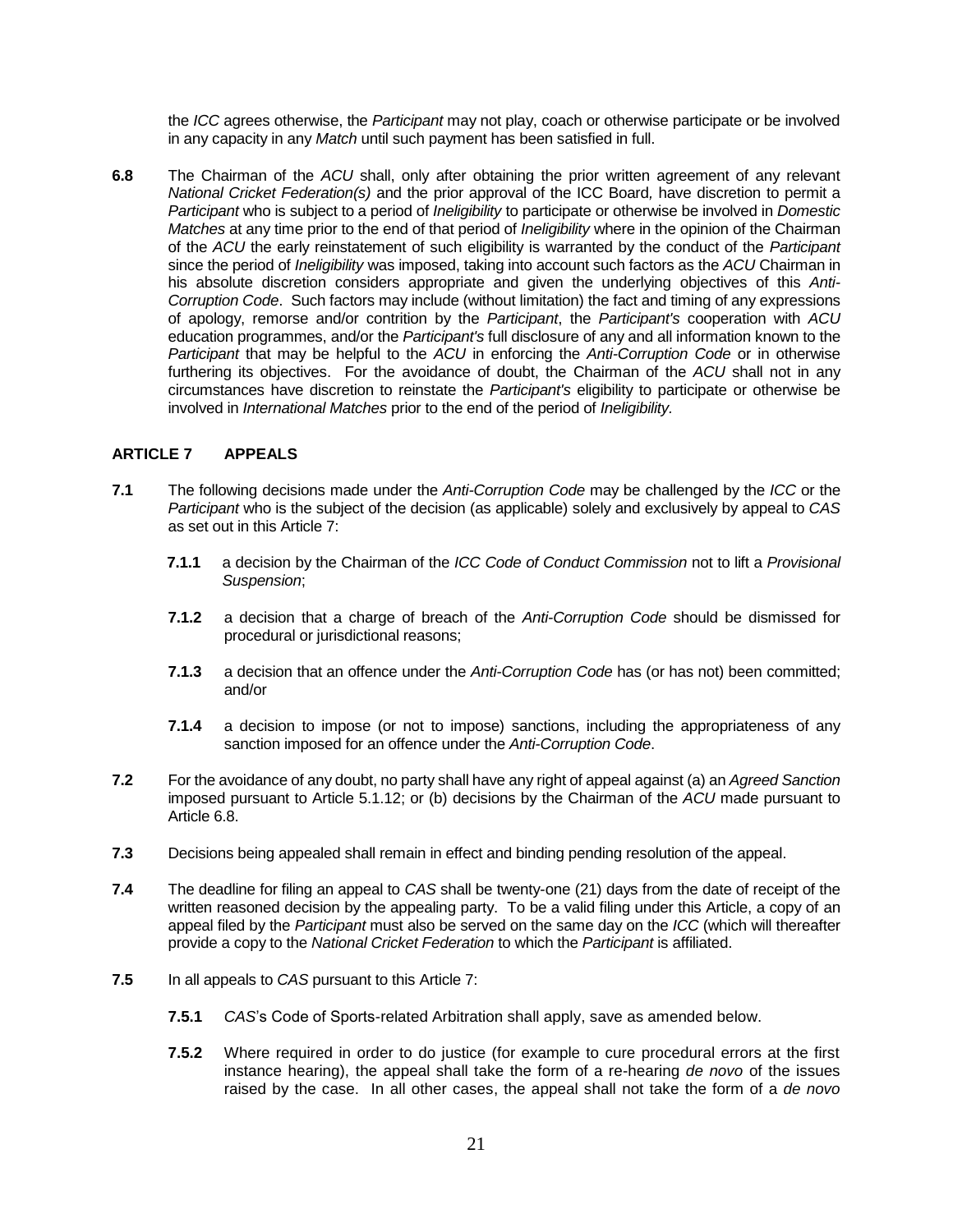the *ICC* agrees otherwise, the *Participant* may not play, coach or otherwise participate or be involved in any capacity in any *Match* until such payment has been satisfied in full.

**6.8** The Chairman of the *ACU* shall, only after obtaining the prior written agreement of any relevant *National Cricket Federation(s)* and the prior approval of the ICC Board*,* have discretion to permit a *Participant* who is subject to a period of *Ineligibility* to participate or otherwise be involved in *Domestic Matches* at any time prior to the end of that period of *Ineligibility* where in the opinion of the Chairman of the *ACU* the early reinstatement of such eligibility is warranted by the conduct of the *Participant* since the period of *Ineligibility* was imposed, taking into account such factors as the *ACU* Chairman in his absolute discretion considers appropriate and given the underlying objectives of this *Anti-Corruption Code*. Such factors may include (without limitation) the fact and timing of any expressions of apology, remorse and/or contrition by the *Participant*, the *Participant's* cooperation with *ACU* education programmes, and/or the *Participant's* full disclosure of any and all information known to the *Participant* that may be helpful to the *ACU* in enforcing the *Anti-Corruption Code* or in otherwise furthering its objectives. For the avoidance of doubt, the Chairman of the *ACU* shall not in any circumstances have discretion to reinstate the *Participant's* eligibility to participate or otherwise be involved in *International Matches* prior to the end of the period of *Ineligibility.*

## ARTICLE 7 APPEALS

**7.1** The following decisions made under the *Anti-Corruption Code* may be challenged by the *ICC* or the *Participant* who is the subject of the decision (as applicable) solely and exclusively by appeal to *CAS* as set out in this Article 7:

**7.1.1** a decision by the Chairman of the *ICC Code of Conduct Commission* not to lift a *Provisional Suspension*;

**7.1.2** a decision that a charge of breach of the *Anti-Corruption Code* should be dismissed for procedural or jurisdictional reasons;

**7.1.3** a decision that an offence under the *Anti-Corruption Code* has (or has not) been committed; and/or

**7.1.4** a decision to impose (or not to impose) sanctions, including the appropriateness of any sanction imposed for an offence under the *Anti-Corruption Code*.

**7.2** For the avoidance of any doubt, no party shall have any right of appeal against (a) an *Agreed Sanction* imposed pursuant to Article 5.1.12; or (b) decisions by the Chairman of the *ACU* made pursuant to Article 6.8.

**7.3** Decisions being appealed shall remain in effect and binding pending resolution of the appeal.

**7.4** The deadline for filing an appeal to *CAS* shall be twenty-one (21) days from the date of receipt of the written reasoned decision by the appealing party. To be a valid filing under this Article, a copy of an appeal filed by the *Participant* must also be served on the same day on the *ICC* (which will thereafter provide a copy to the *National Cricket Federation* to which the *Participant* is affiliated.

**7.5** In all appeals to *CAS* pursuant to this Article 7:

**7.5.1** *CAS*'s Code of Sports-related Arbitration shall apply, save as amended below.

**7.5.2** Where required in order to do justice (for example to cure procedural errors at the first instance hearing), the appeal shall take the form of a re-hearing *de novo* of the issues raised by the case. In all other cases, the appeal shall not take the form of a *de novo*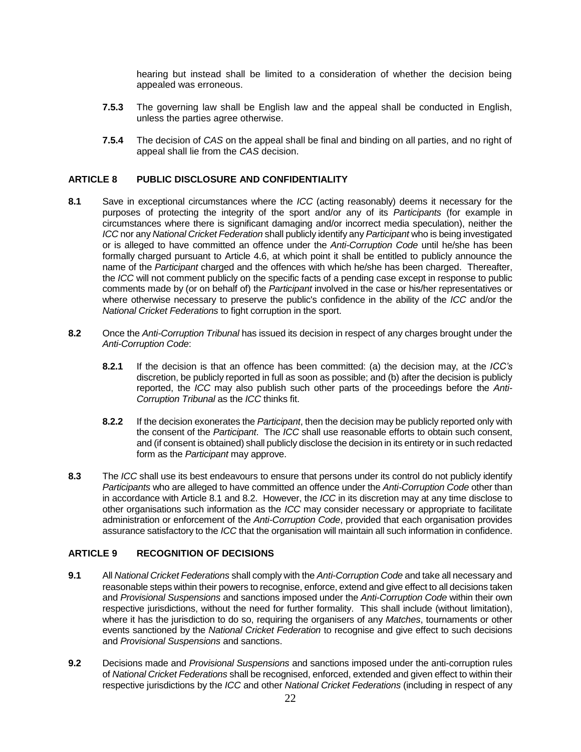hearing but instead shall be limited to a consideration of whether the decision being appealed was erroneous.

**7.5.3** The governing law shall be English law and the appeal shall be conducted in English, unless the parties agree otherwise.

**7.5.4** The decision of *CAS* on the appeal shall be final and binding on all parties, and no right of appeal shall lie from the *CAS* decision.

## ARTICLE 8 PUBLIC DISCLOSURE AND CONFIDENTIALITY

**8.1** Save in exceptional circumstances where the *ICC* (acting reasonably) deems it necessary for the purposes of protecting the integrity of the sport and/or any of its *Participants* (for example in circumstances where there is significant damaging and/or incorrect media speculation), neither the *ICC* nor any *National Cricket Federation* shall publicly identify any *Participant* who is being investigated or is alleged to have committed an offence under the *Anti-Corruption Code* until he/she has been formally charged pursuant to Article 4.6, at which point it shall be entitled to publicly announce the name of the *Participant* charged and the offences with which he/she has been charged. Thereafter, the *ICC* will not comment publicly on the specific facts of a pending case except in response to public comments made by (or on behalf of) the *Participant* involved in the case or his/her representatives or where otherwise necessary to preserve the public's confidence in the ability of the *ICC* and/or the *National Cricket Federations* to fight corruption in the sport.

**8.2** Once the *Anti-Corruption Tribunal* has issued its decision in respect of any charges brought under the *Anti-Corruption Code*:

**8.2.1** If the decision is that an offence has been committed: (a) the decision may, at the *ICC's* discretion, be publicly reported in full as soon as possible; and (b) after the decision is publicly reported, the *ICC* may also publish such other parts of the proceedings before the *Anti-Corruption Tribunal* as the *ICC* thinks fit.

**8.2.2** If the decision exonerates the *Participant*, then the decision may be publicly reported only with the consent of the *Participant*. The *ICC* shall use reasonable efforts to obtain such consent, and (if consent is obtained) shall publicly disclose the decision in its entirety or in such redacted form as the *Participant* may approve.

**8.3** The *ICC* shall use its best endeavours to ensure that persons under its control do not publicly identify *Participants* who are alleged to have committed an offence under the *Anti-Corruption Code* other than in accordance with Article 8.1 and 8.2. However, the *ICC* in its discretion may at any time disclose to other organisations such information as the *ICC* may consider necessary or appropriate to facilitate administration or enforcement of the *Anti-Corruption Code*, provided that each organisation provides assurance satisfactory to the *ICC* that the organisation will maintain all such information in confidence.

## ARTICLE 9 RECOGNITION OF DECISIONS

**9.1** All *National Cricket Federations* shall comply with the *Anti-Corruption Code* and take all necessary and reasonable steps within their powers to recognise, enforce, extend and give effect to all decisions taken and *Provisional Suspensions* and sanctions imposed under the *Anti-Corruption Code* within their own respective jurisdictions, without the need for further formality. This shall include (without limitation), where it has the jurisdiction to do so, requiring the organisers of any *Matches*, tournaments or other events sanctioned by the *National Cricket Federation* to recognise and give effect to such decisions and *Provisional Suspensions* and sanctions.

**9.2** Decisions made and *Provisional Suspensions* and sanctions imposed under the anti-corruption rules of *National Cricket Federations* shall be recognised, enforced, extended and given effect to within their respective jurisdictions by the *ICC* and other *National Cricket Federations* (including in respect of any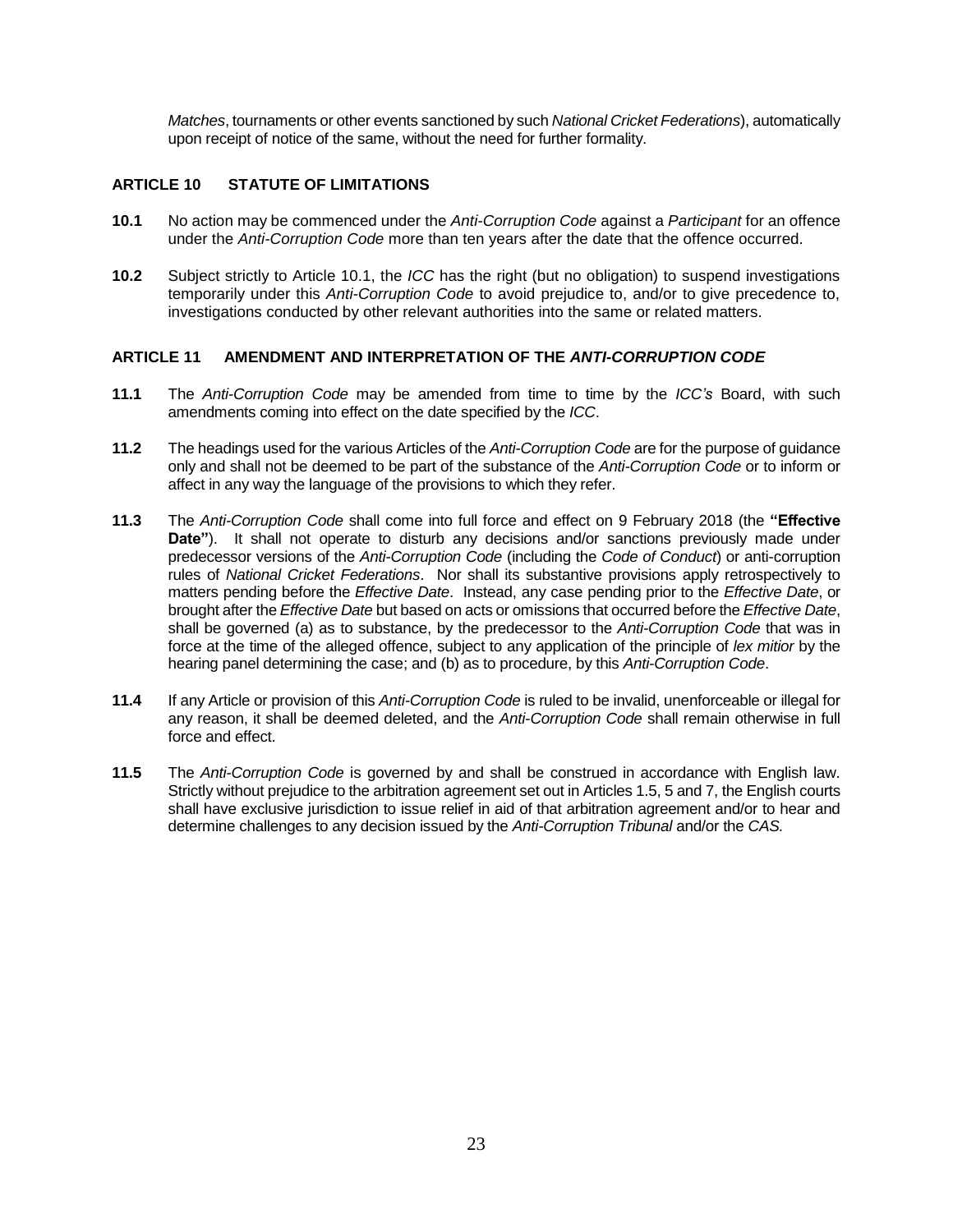*Matches*, tournaments or other events sanctioned by such *National Cricket Federations*), automatically upon receipt of notice of the same, without the need for further formality.

## ARTICLE 10 STATUTE OF LIMITATIONS

**10.1** No action may be commenced under the *Anti-Corruption Code* against a *Participant* for an offence under the *Anti-Corruption Code* more than ten years after the date that the offence occurred.

**10.2** Subject strictly to Article 10.1, the *ICC* has the right (but no obligation) to suspend investigations temporarily under this *Anti-Corruption Code* to avoid prejudice to, and/or to give precedence to, investigations conducted by other relevant authorities into the same or related matters.

## ARTICLE 11 AMENDMENT AND INTERPRETATION OF THE *ANTI-CORRUPTION CODE*

**11.1** The *Anti-Corruption Code* may be amended from time to time by the *ICC's* Board, with such amendments coming into effect on the date specified by the *ICC*.

**11.2** The headings used for the various Articles of the *Anti-Corruption Code* are for the purpose of guidance only and shall not be deemed to be part of the substance of the *Anti-Corruption Code* or to inform or affect in any way the language of the provisions to which they refer.

**11.3** The *Anti-Corruption Code* shall come into full force and effect on 9 February 2018 (the **"Effective Date"**). It shall not operate to disturb any decisions and/or sanctions previously made under predecessor versions of the *Anti-Corruption Code* (including the *Code of Conduct*) or anti-corruption rules of *National Cricket Federations*. Nor shall its substantive provisions apply retrospectively to matters pending before the *Effective Date*. Instead, any case pending prior to the *Effective Date*, or brought after the *Effective Date* but based on acts or omissions that occurred before the *Effective Date*, shall be governed (a) as to substance, by the predecessor to the *Anti-Corruption Code* that was in force at the time of the alleged offence, subject to any application of the principle of *lex mitior* by the hearing panel determining the case; and (b) as to procedure, by this *Anti-Corruption Code*.

**11.4** If any Article or provision of this *Anti-Corruption Code* is ruled to be invalid, unenforceable or illegal for any reason, it shall be deemed deleted, and the *Anti-Corruption Code* shall remain otherwise in full force and effect.

**11.5** The *Anti-Corruption Code* is governed by and shall be construed in accordance with English law. Strictly without prejudice to the arbitration agreement set out in Articles 1.5, 5 and 7, the English courts shall have exclusive jurisdiction to issue relief in aid of that arbitration agreement and/or to hear and determine challenges to any decision issued by the *Anti-Corruption Tribunal* and/or the *CAS.*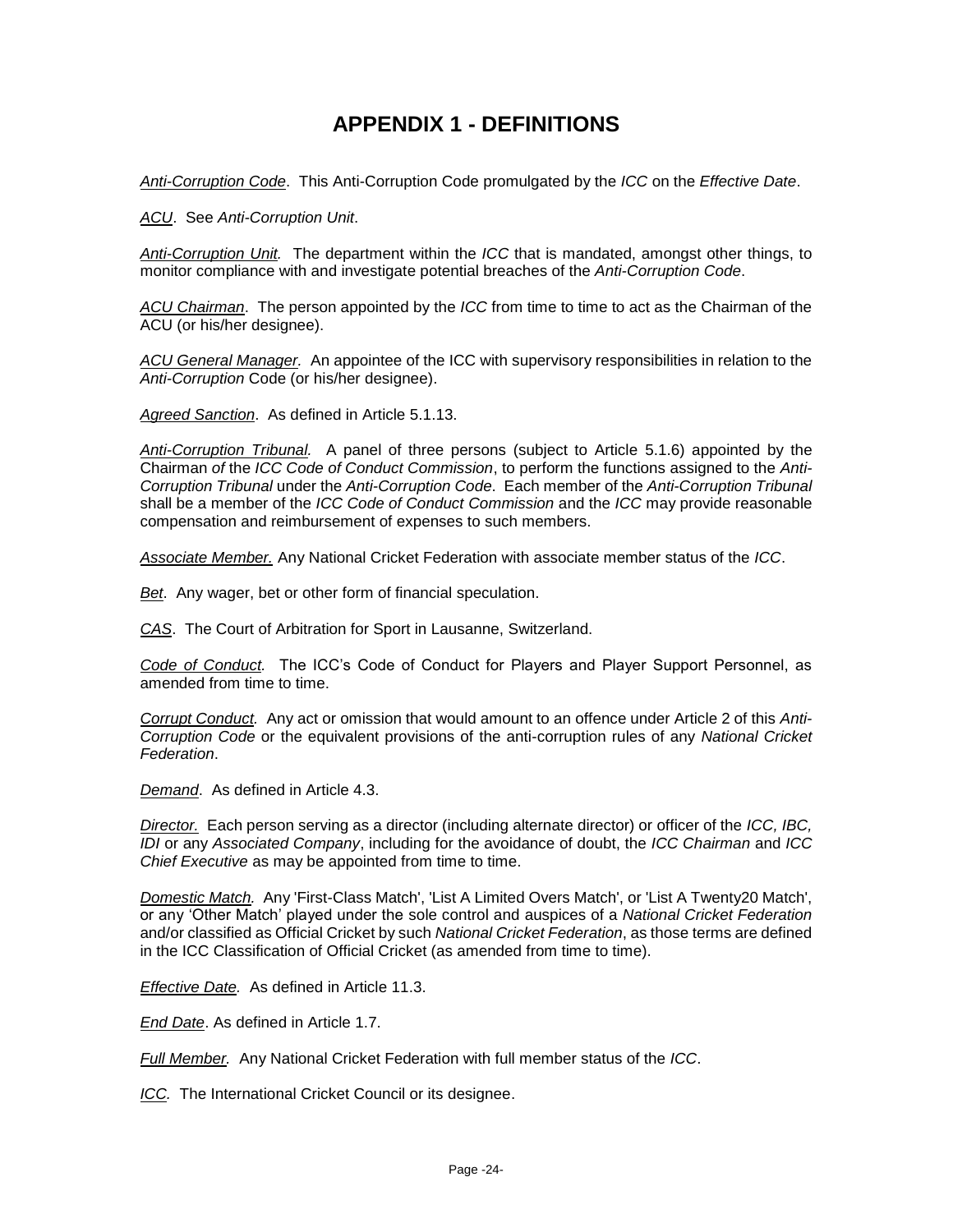# APPENDIX 1 - DEFINITIONS

*Anti-Corruption Code*. This Anti-Corruption Code promulgated by the *ICC* on the *Effective Date*.

*ACU*. See *Anti-Corruption Unit*.

*Anti-Corruption Unit.* The department within the *ICC* that is mandated, amongst other things, to monitor compliance with and investigate potential breaches of the *Anti-Corruption Code*.

*ACU Chairman*. The person appointed by the *ICC* from time to time to act as the Chairman of the ACU (or his/her designee).

*ACU General Manager.* An appointee of the ICC with supervisory responsibilities in relation to the *Anti-Corruption* Code (or his/her designee).

*Agreed Sanction*. As defined in Article 5.1.13.

*Anti-Corruption Tribunal.* A panel of three persons (subject to Article 5.1.6) appointed by the Chairman *of* the *ICC Code of Conduct Commission*, to perform the functions assigned to the *Anti-Corruption Tribunal* under the *Anti-Corruption Code*. Each member of the *Anti-Corruption Tribunal* shall be a member of the *ICC Code of Conduct Commission* and the *ICC* may provide reasonable compensation and reimbursement of expenses to such members.

*Associate Member.* Any National Cricket Federation with associate member status of the *ICC*.

*Bet*. Any wager, bet or other form of financial speculation.

*CAS*. The Court of Arbitration for Sport in Lausanne, Switzerland.

*Code of Conduct.* The ICC's Code of Conduct for Players and Player Support Personnel, as amended from time to time.

*Corrupt Conduct.* Any act or omission that would amount to an offence under Article 2 of this *Anti-Corruption Code* or the equivalent provisions of the anti-corruption rules of any *National Cricket Federation*.

*Demand*. As defined in Article 4.3.

*Director.* Each person serving as a director (including alternate director) or officer of the *ICC, IBC, IDI* or any *Associated Company*, including for the avoidance of doubt, the *ICC Chairman* and *ICC Chief Executive* as may be appointed from time to time.

*Domestic Match.* Any 'First-Class Match', 'List A Limited Overs Match', or 'List A Twenty20 Match', or any 'Other Match' played under the sole control and auspices of a *National Cricket Federation* and/or classified as Official Cricket by such *National Cricket Federation*, as those terms are defined in the ICC Classification of Official Cricket (as amended from time to time).

*Effective Date.* As defined in Article 11.3.

*End Date*. As defined in Article 1.7.

*Full Member.* Any National Cricket Federation with full member status of the *ICC*.

*ICC.* The International Cricket Council or its designee.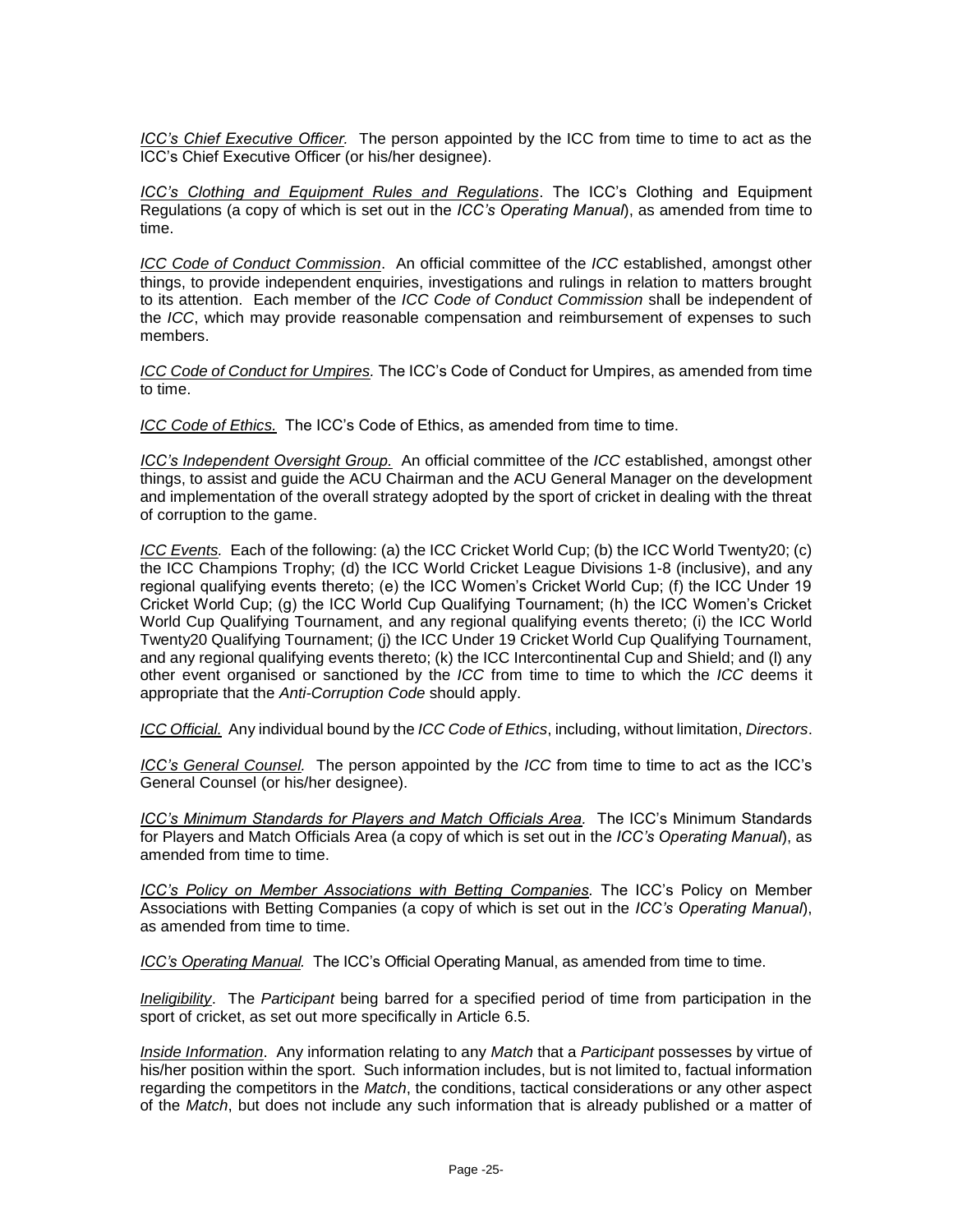*ICC's Chief Executive Officer.* The person appointed by the ICC from time to time to act as the ICC's Chief Executive Officer (or his/her designee).

*ICC's Clothing and Equipment Rules and Regulations*. The ICC's Clothing and Equipment Regulations (a copy of which is set out in the *ICC's Operating Manual*), as amended from time to time.

*ICC Code of Conduct Commission*. An official committee of the *ICC* established, amongst other things, to provide independent enquiries, investigations and rulings in relation to matters brought to its attention. Each member of the *ICC Code of Conduct Commission* shall be independent of the *ICC*, which may provide reasonable compensation and reimbursement of expenses to such members.

*ICC Code of Conduct for Umpires.* The ICC's Code of Conduct for Umpires, as amended from time to time.

*ICC Code of Ethics.* The ICC's Code of Ethics, as amended from time to time.

*ICC's Independent Oversight Group.* An official committee of the *ICC* established, amongst other things, to assist and guide the ACU Chairman and the ACU General Manager on the development and implementation of the overall strategy adopted by the sport of cricket in dealing with the threat of corruption to the game.

*ICC Events.* Each of the following: (a) the ICC Cricket World Cup; (b) the ICC World Twenty20; (c) the ICC Champions Trophy; (d) the ICC World Cricket League Divisions 1-8 (inclusive), and any regional qualifying events thereto; (e) the ICC Women's Cricket World Cup; (f) the ICC Under 19 Cricket World Cup; (g) the ICC World Cup Qualifying Tournament; (h) the ICC Women's Cricket World Cup Qualifying Tournament, and any regional qualifying events thereto; (i) the ICC World Twenty20 Qualifying Tournament; (j) the ICC Under 19 Cricket World Cup Qualifying Tournament, and any regional qualifying events thereto; (k) the ICC Intercontinental Cup and Shield; and (l) any other event organised or sanctioned by the *ICC* from time to time to which the *ICC* deems it appropriate that the *Anti-Corruption Code* should apply.

*ICC Official.* Any individual bound by the *ICC Code of Ethics*, including, without limitation, *Directors*.

*ICC's General Counsel.* The person appointed by the *ICC* from time to time to act as the ICC's General Counsel (or his/her designee).

*ICC's Minimum Standards for Players and Match Officials Area.* The ICC's Minimum Standards for Players and Match Officials Area (a copy of which is set out in the *ICC's Operating Manual*), as amended from time to time.

*ICC's Policy on Member Associations with Betting Companies.* The ICC's Policy on Member Associations with Betting Companies (a copy of which is set out in the *ICC's Operating Manual*), as amended from time to time.

*ICC's Operating Manual.* The ICC's Official Operating Manual, as amended from time to time.

*Ineligibility*. The *Participant* being barred for a specified period of time from participation in the sport of cricket, as set out more specifically in Article 6.5.

*Inside Information*. Any information relating to any *Match* that a *Participant* possesses by virtue of his/her position within the sport. Such information includes, but is not limited to, factual information regarding the competitors in the *Match*, the conditions, tactical considerations or any other aspect of the *Match*, but does not include any such information that is already published or a matter of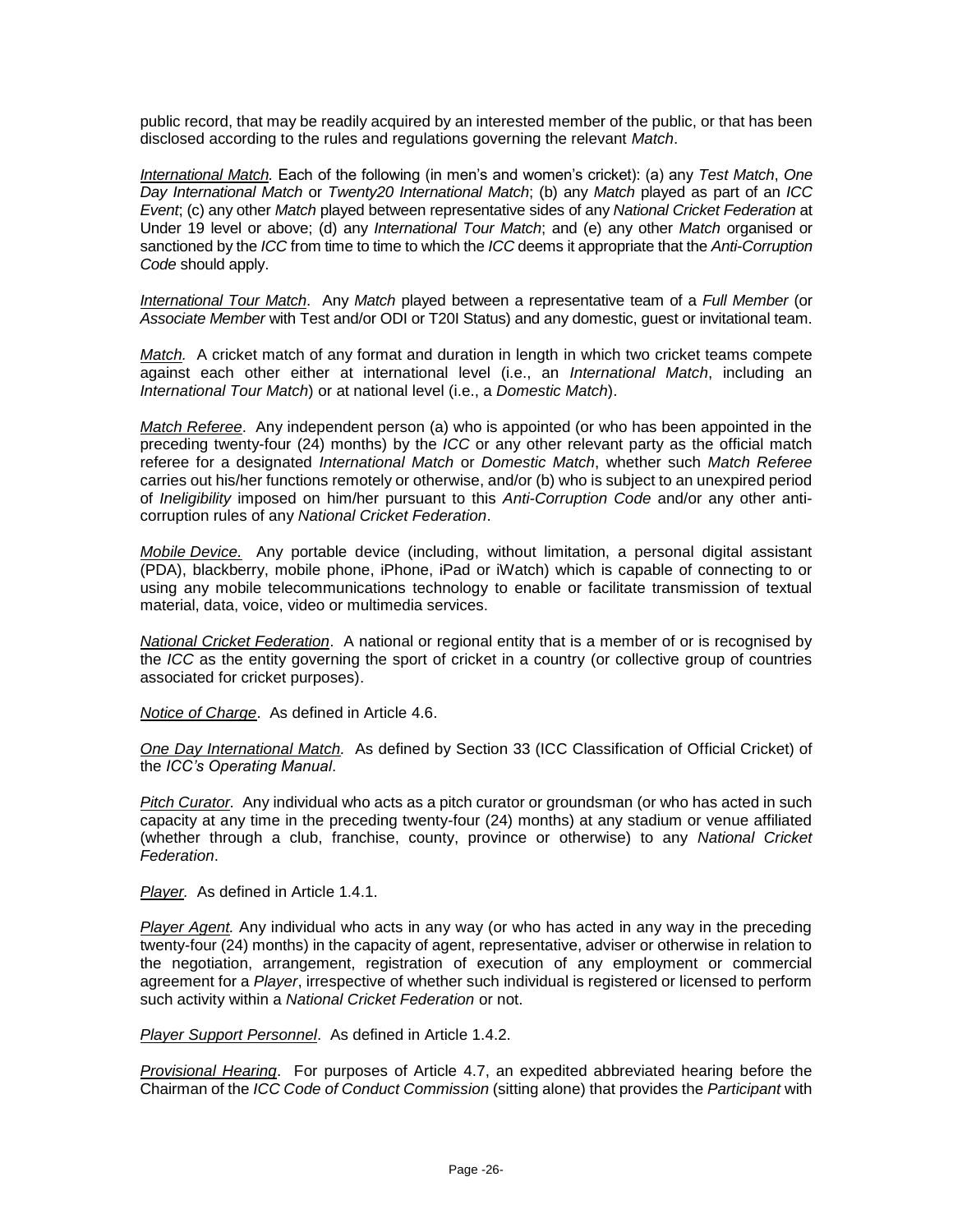public record, that may be readily acquired by an interested member of the public, or that has been disclosed according to the rules and regulations governing the relevant *Match*.

*International Match.* Each of the following (in men's and women's cricket): (a) any *Test Match*, *One Day International Match* or *Twenty20 International Match*; (b) any *Match* played as part of an *ICC Event*; (c) any other *Match* played between representative sides of any *National Cricket Federation* at Under 19 level or above; (d) any *International Tour Match*; and (e) any other *Match* organised or sanctioned by the *ICC* from time to time to which the *ICC* deems it appropriate that the *Anti-Corruption Code* should apply.

*International Tour Match*. Any *Match* played between a representative team of a *Full Member* (or *Associate Member* with Test and/or ODI or T20I Status) and any domestic, guest or invitational team.

*Match.* A cricket match of any format and duration in length in which two cricket teams compete against each other either at international level (i.e., an *International Match*, including an *International Tour Match*) or at national level (i.e., a *Domestic Match*).

*Match Referee*. Any independent person (a) who is appointed (or who has been appointed in the preceding twenty-four (24) months) by the *ICC* or any other relevant party as the official match referee for a designated *International Match* or *Domestic Match*, whether such *Match Referee* carries out his/her functions remotely or otherwise, and/or (b) who is subject to an unexpired period of *Ineligibility* imposed on him/her pursuant to this *Anti-Corruption Code* and/or any other anti-corruption rules of any *National Cricket Federation*.

*Mobile Device.* Any portable device (including, without limitation, a personal digital assistant (PDA), blackberry, mobile phone, iPhone, iPad or iWatch) which is capable of connecting to or using any mobile telecommunications technology to enable or facilitate transmission of textual material, data, voice, video or multimedia services.

*National Cricket Federation*. A national or regional entity that is a member of or is recognised by the *ICC* as the entity governing the sport of cricket in a country (or collective group of countries associated for cricket purposes).

*Notice of Charge*. As defined in Article 4.6.

*One Day International Match.* As defined by Section 33 (ICC Classification of Official Cricket) of the *ICC's Operating Manual*.

*Pitch Curator.* Any individual who acts as a pitch curator or groundsman (or who has acted in such capacity at any time in the preceding twenty-four (24) months) at any stadium or venue affiliated (whether through a club, franchise, county, province or otherwise) to any *National Cricket Federation*.

*Player.* As defined in Article 1.4.1.

*Player Agent.* Any individual who acts in any way (or who has acted in any way in the preceding twenty-four (24) months) in the capacity of agent, representative, adviser or otherwise in relation to the negotiation, arrangement, registration of execution of any employment or commercial agreement for a *Player*, irrespective of whether such individual is registered or licensed to perform such activity within a *National Cricket Federation* or not.

*Player Support Personnel*. As defined in Article 1.4.2.

*Provisional Hearing*. For purposes of Article 4.7, an expedited abbreviated hearing before the Chairman of the *ICC Code of Conduct Commission* (sitting alone) that provides the *Participant* with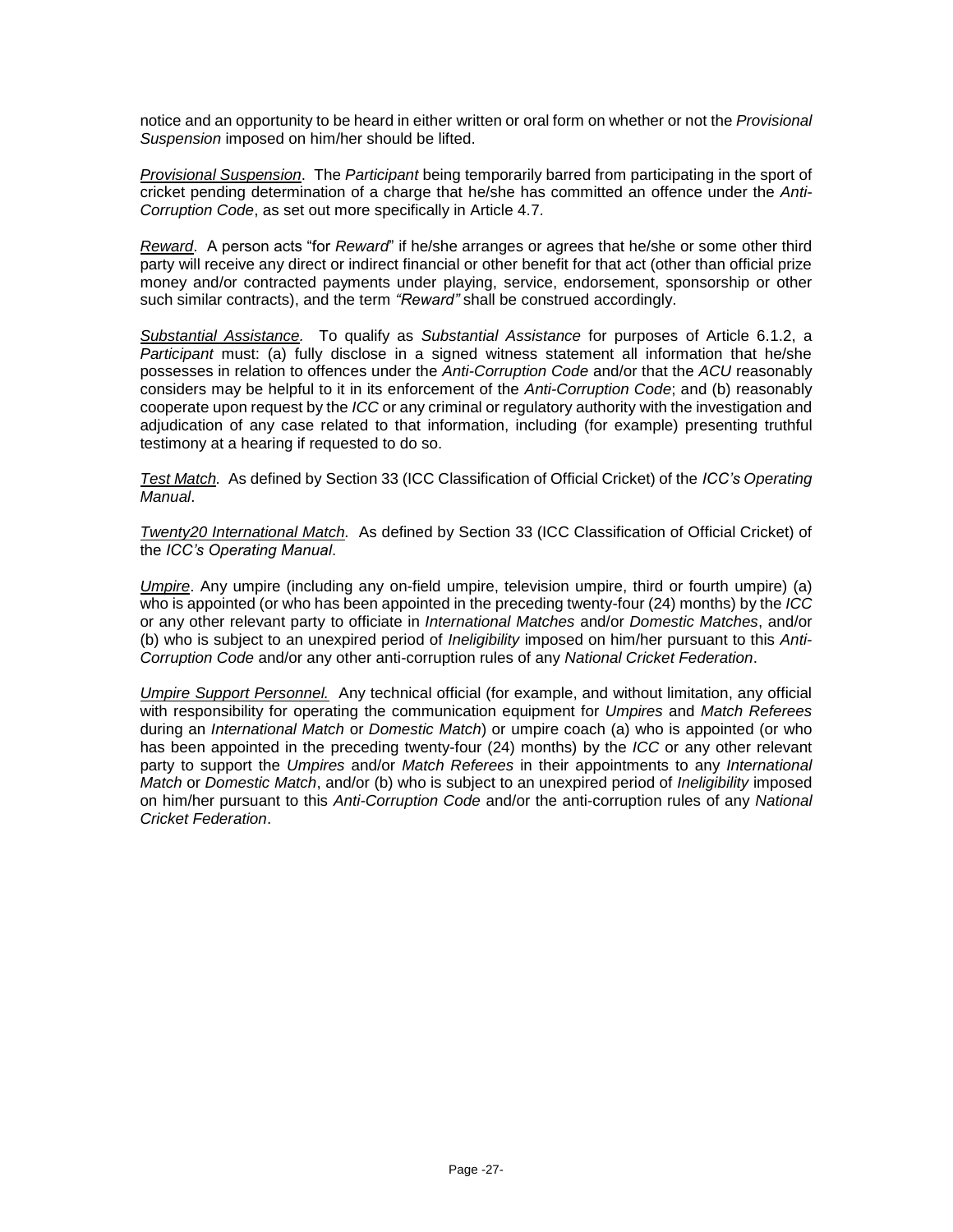notice and an opportunity to be heard in either written or oral form on whether or not the *Provisional Suspension* imposed on him/her should be lifted.

*Provisional Suspension*. The *Participant* being temporarily barred from participating in the sport of cricket pending determination of a charge that he/she has committed an offence under the *Anti-Corruption Code*, as set out more specifically in Article 4.7.

*Reward*. A person acts "for *Reward*" if he/she arranges or agrees that he/she or some other third party will receive any direct or indirect financial or other benefit for that act (other than official prize money and/or contracted payments under playing, service, endorsement, sponsorship or other such similar contracts), and the term *"Reward"* shall be construed accordingly.

*Substantial Assistance.* To qualify as *Substantial Assistance* for purposes of Article 6.1.2, a *Participant* must: (a) fully disclose in a signed witness statement all information that he/she possesses in relation to offences under the *Anti-Corruption Code* and/or that the *ACU* reasonably considers may be helpful to it in its enforcement of the *Anti-Corruption Code*; and (b) reasonably cooperate upon request by the *ICC* or any criminal or regulatory authority with the investigation and adjudication of any case related to that information, including (for example) presenting truthful testimony at a hearing if requested to do so.

*Test Match.* As defined by Section 33 (ICC Classification of Official Cricket) of the *ICC's Operating Manual*.

*Twenty20 International Match.* As defined by Section 33 (ICC Classification of Official Cricket) of the *ICC's Operating Manual*.

*Umpire*. Any umpire (including any on-field umpire, television umpire, third or fourth umpire) (a) who is appointed (or who has been appointed in the preceding twenty-four (24) months) by the *ICC* or any other relevant party to officiate in *International Matches* and/or *Domestic Matches*, and/or (b) who is subject to an unexpired period of *Ineligibility* imposed on him/her pursuant to this *Anti-Corruption Code* and/or any other anti-corruption rules of any *National Cricket Federation*.

*Umpire Support Personnel.* Any technical official (for example, and without limitation, any official with responsibility for operating the communication equipment for *Umpires* and *Match Referees* during an *International Match* or *Domestic Match*) or umpire coach (a) who is appointed (or who has been appointed in the preceding twenty-four (24) months) by the *ICC* or any other relevant party to support the *Umpires* and/or *Match Referees* in their appointments to any *International Match* or *Domestic Match*, and/or (b) who is subject to an unexpired period of *Ineligibility* imposed on him/her pursuant to this *Anti-Corruption Code* and/or the anti-corruption rules of any *National Cricket Federation*.